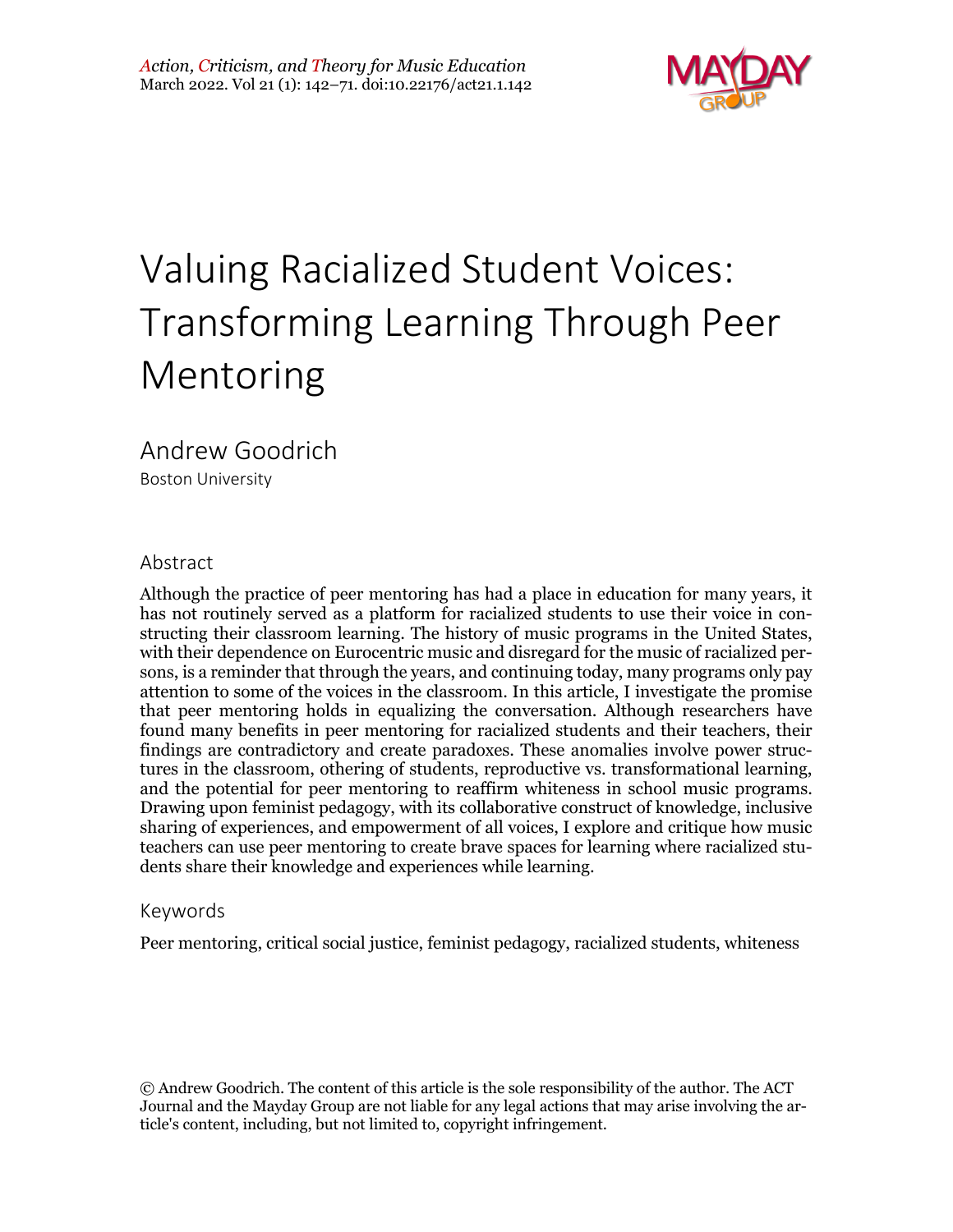# Valuing Racialized Student Voices: Transforming Learning Through Peer Mentoring

Andrew Goodrich
Boston University

## Abstract

Although the practice of peer mentoring has had a place in education for many years, it has not routinely served as a platform for racialized students to use their voice in constructing their classroom learning. The history of music programs in the United States, with their dependence on Eurocentric music and disregard for the music of racialized persons, is a reminder that through the years, and continuing today, many programs only pay attention to some of the voices in the classroom. In this article, I investigate the promise that peer mentoring holds in equalizing the conversation. Although researchers have found many benefits in peer mentoring for racialized students and their teachers, their findings are contradictory and create paradoxes. These anomalies involve power structures in the classroom, othering of students, reproductive vs. transformational learning, and the potential for peer mentoring to reaffirm whiteness in school music programs. Drawing upon feminist pedagogy, with its collaborative construct of knowledge, inclusive sharing of experiences, and empowerment of all voices, I explore and critique how music teachers can use peer mentoring to create brave spaces for learning where racialized students share their knowledge and experiences while learning.

## Keywords

Peer mentoring, critical social justice, feminist pedagogy, racialized students, whiteness

© Andrew Goodrich. The content of this article is the sole responsibility of the author. The ACT Journal and the Mayday Group are not liable for any legal actions that may arise involving the article's content, including, but not limited to, copyright infringement.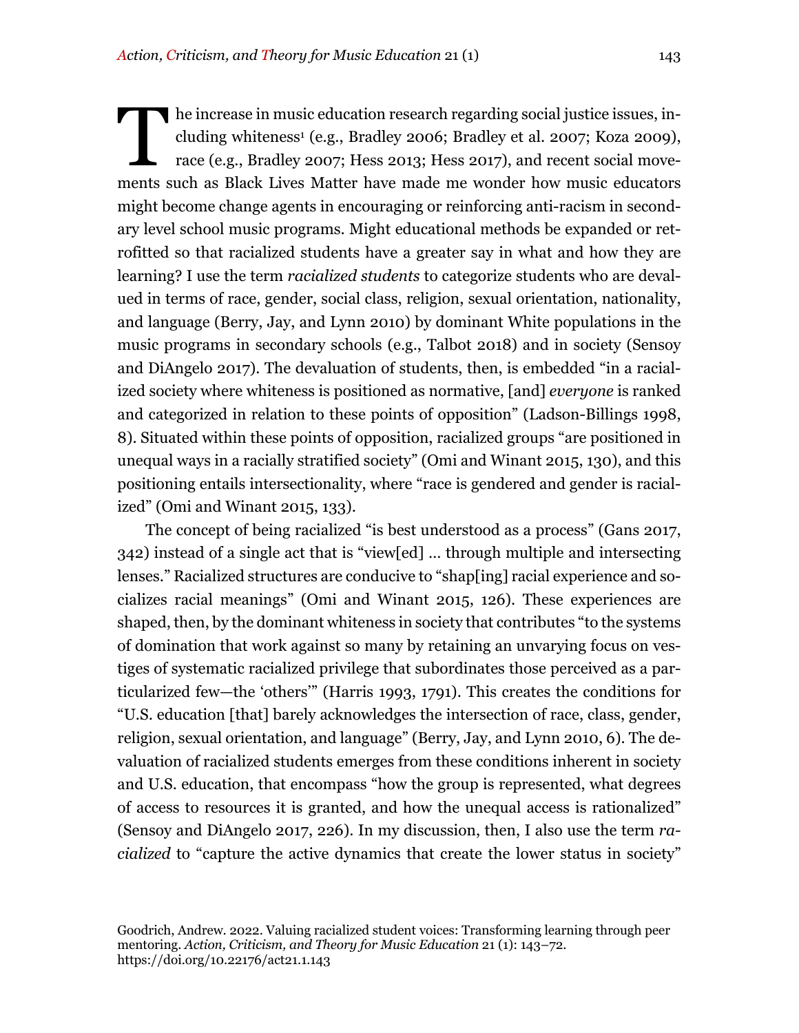The increase in music education research regarding social justice issues, including whiteness[1] (e.g., Bradley 2006; Bradley et al. 2007; Koza 2009), race (e.g., Bradley 2007; Hess 2013; Hess 2017), and recent social movements such as Black Lives Matter have made me wonder how music educators might become change agents in encouraging or reinforcing anti-racism in secondary level school music programs. Might educational methods be expanded or retrofitted so that racialized students have a greater say in what and how they are learning? I use the term *racialized students* to categorize students who are devalued in terms of race, gender, social class, religion, sexual orientation, nationality, and language (Berry, Jay, and Lynn 2010) by dominant White populations in the music programs in secondary schools (e.g., Talbot 2018) and in society (Sensoy and DiAngelo 2017). The devaluation of students, then, is embedded "in a racialized society where whiteness is positioned as normative, [and] *everyone* is ranked and categorized in relation to these points of opposition" (Ladson-Billings 1998, 8). Situated within these points of opposition, racialized groups "are positioned in unequal ways in a racially stratified society" (Omi and Winant 2015, 130), and this positioning entails intersectionality, where "race is gendered and gender is racialized" (Omi and Winant 2015, 133).

The concept of being racialized "is best understood as a process" (Gans 2017, 342) instead of a single act that is "view[ed] … through multiple and intersecting lenses." Racialized structures are conducive to "shap[ing] racial experience and socializes racial meanings" (Omi and Winant 2015, 126). These experiences are shaped, then, by the dominant whiteness in society that contributes "to the systems of domination that work against so many by retaining an unvarying focus on vestiges of systematic racialized privilege that subordinates those perceived as a particularized few—the 'others'" (Harris 1993, 1791). This creates the conditions for "U.S. education [that] barely acknowledges the intersection of race, class, gender, religion, sexual orientation, and language" (Berry, Jay, and Lynn 2010, 6). The devaluation of racialized students emerges from these conditions inherent in society and U.S. education, that encompass "how the group is represented, what degrees of access to resources it is granted, and how the unequal access is rationalized" (Sensoy and DiAngelo 2017, 226). In my discussion, then, I also use the term *racialized* to "capture the active dynamics that create the lower status in society"

Goodrich, Andrew. 2022. Valuing racialized student voices: Transforming learning through peer mentoring. *Action, Criticism, and Theory for Music Education* 21 (1): 143–72. https://doi.org/10.22176/act21.1.143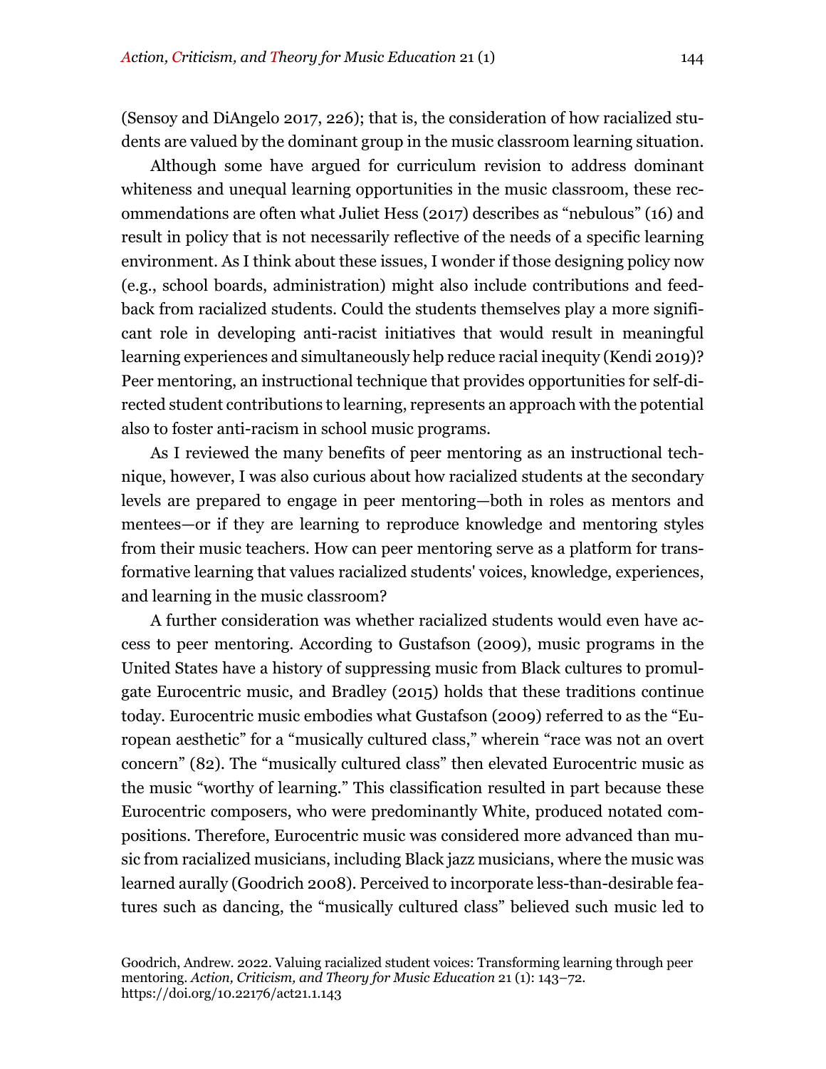(Sensoy and DiAngelo 2017, 226); that is, the consideration of how racialized students are valued by the dominant group in the music classroom learning situation.

Although some have argued for curriculum revision to address dominant whiteness and unequal learning opportunities in the music classroom, these recommendations are often what Juliet Hess (2017) describes as "nebulous" (16) and result in policy that is not necessarily reflective of the needs of a specific learning environment. As I think about these issues, I wonder if those designing policy now (e.g., school boards, administration) might also include contributions and feedback from racialized students. Could the students themselves play a more significant role in developing anti-racist initiatives that would result in meaningful learning experiences and simultaneously help reduce racial inequity (Kendi 2019)? Peer mentoring, an instructional technique that provides opportunities for self-directed student contributions to learning, represents an approach with the potential also to foster anti-racism in school music programs.

As I reviewed the many benefits of peer mentoring as an instructional technique, however, I was also curious about how racialized students at the secondary levels are prepared to engage in peer mentoring—both in roles as mentors and mentees—or if they are learning to reproduce knowledge and mentoring styles from their music teachers. How can peer mentoring serve as a platform for transformative learning that values racialized students' voices, knowledge, experiences, and learning in the music classroom?

A further consideration was whether racialized students would even have access to peer mentoring. According to Gustafson (2009), music programs in the United States have a history of suppressing music from Black cultures to promulgate Eurocentric music, and Bradley (2015) holds that these traditions continue today. Eurocentric music embodies what Gustafson (2009) referred to as the "European aesthetic" for a "musically cultured class," wherein "race was not an overt concern" (82). The "musically cultured class" then elevated Eurocentric music as the music "worthy of learning." This classification resulted in part because these Eurocentric composers, who were predominantly White, produced notated compositions. Therefore, Eurocentric music was considered more advanced than music from racialized musicians, including Black jazz musicians, where the music was learned aurally (Goodrich 2008). Perceived to incorporate less-than-desirable features such as dancing, the "musically cultured class" believed such music led to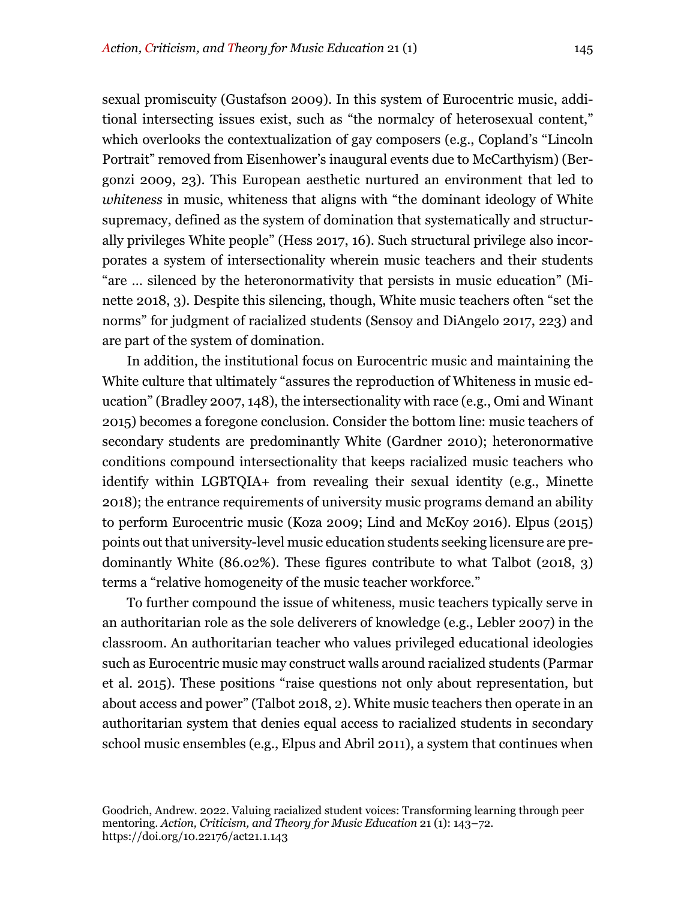sexual promiscuity (Gustafson 2009). In this system of Eurocentric music, additional intersecting issues exist, such as "the normalcy of heterosexual content," which overlooks the contextualization of gay composers (e.g., Copland's "Lincoln Portrait" removed from Eisenhower's inaugural events due to McCarthyism) (Bergonzi 2009, 23). This European aesthetic nurtured an environment that led to *whiteness* in music, whiteness that aligns with "the dominant ideology of White supremacy, defined as the system of domination that systematically and structurally privileges White people" (Hess 2017, 16). Such structural privilege also incorporates a system of intersectionality wherein music teachers and their students "are … silenced by the heteronormativity that persists in music education" (Minette 2018, 3). Despite this silencing, though, White music teachers often "set the norms" for judgment of racialized students (Sensoy and DiAngelo 2017, 223) and are part of the system of domination.

In addition, the institutional focus on Eurocentric music and maintaining the White culture that ultimately "assures the reproduction of Whiteness in music education" (Bradley 2007, 148), the intersectionality with race (e.g., Omi and Winant 2015) becomes a foregone conclusion. Consider the bottom line: music teachers of secondary students are predominantly White (Gardner 2010); heteronormative conditions compound intersectionality that keeps racialized music teachers who identify within LGBTQIA+ from revealing their sexual identity (e.g., Minette 2018); the entrance requirements of university music programs demand an ability to perform Eurocentric music (Koza 2009; Lind and McKoy 2016). Elpus (2015) points out that university-level music education students seeking licensure are predominantly White (86.02%). These figures contribute to what Talbot (2018, 3) terms a "relative homogeneity of the music teacher workforce."

To further compound the issue of whiteness, music teachers typically serve in an authoritarian role as the sole deliverers of knowledge (e.g., Lebler 2007) in the classroom. An authoritarian teacher who values privileged educational ideologies such as Eurocentric music may construct walls around racialized students (Parmar et al. 2015). These positions "raise questions not only about representation, but about access and power" (Talbot 2018, 2). White music teachers then operate in an authoritarian system that denies equal access to racialized students in secondary school music ensembles (e.g., Elpus and Abril 2011), a system that continues when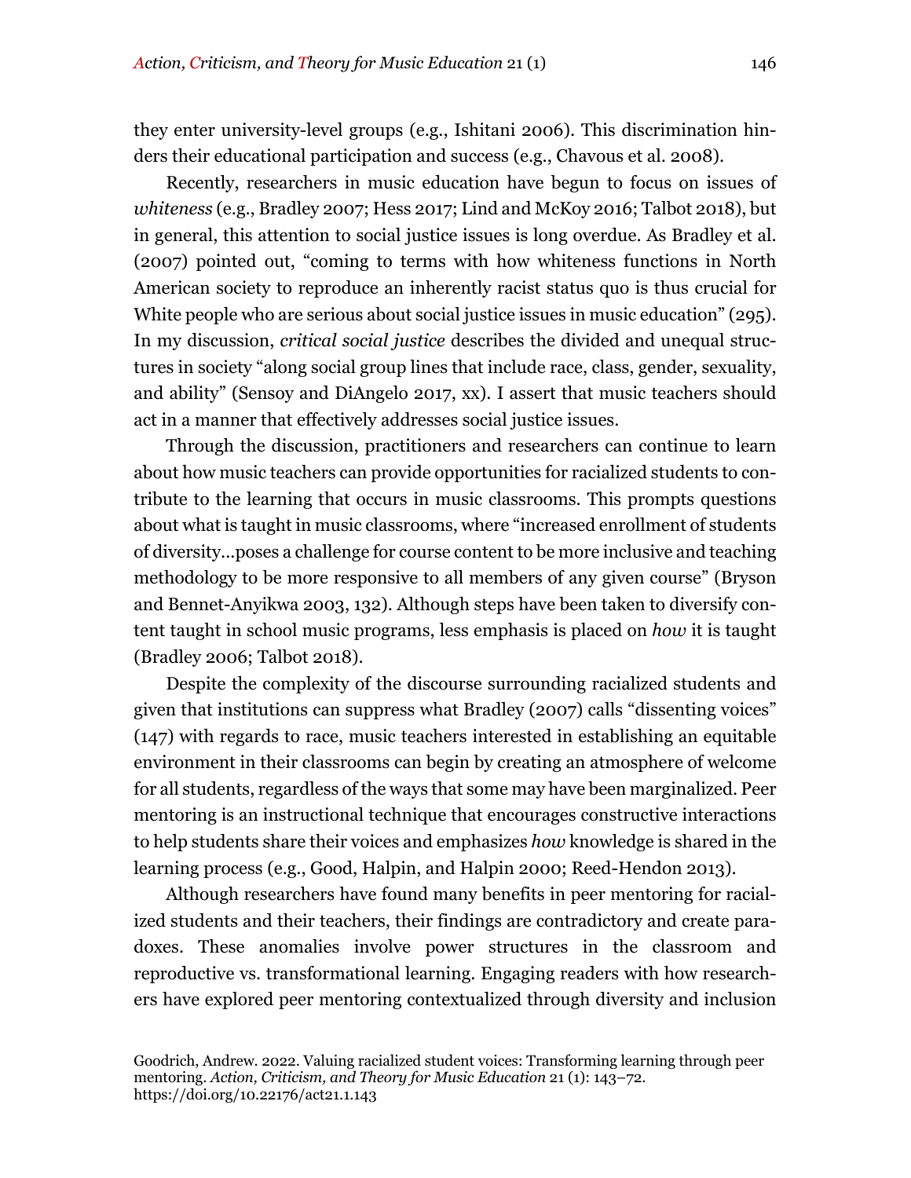they enter university-level groups (e.g., Ishitani 2006). This discrimination hinders their educational participation and success (e.g., Chavous et al. 2008).

Recently, researchers in music education have begun to focus on issues of *whiteness* (e.g., Bradley 2007; Hess 2017; Lind and McKoy 2016; Talbot 2018), but in general, this attention to social justice issues is long overdue. As Bradley et al. (2007) pointed out, "coming to terms with how whiteness functions in North American society to reproduce an inherently racist status quo is thus crucial for White people who are serious about social justice issues in music education" (295). In my discussion, *critical social justice* describes the divided and unequal structures in society "along social group lines that include race, class, gender, sexuality, and ability" (Sensoy and DiAngelo 2017, xx). I assert that music teachers should act in a manner that effectively addresses social justice issues.

Through the discussion, practitioners and researchers can continue to learn about how music teachers can provide opportunities for racialized students to contribute to the learning that occurs in music classrooms. This prompts questions about what is taught in music classrooms, where "increased enrollment of students of diversity…poses a challenge for course content to be more inclusive and teaching methodology to be more responsive to all members of any given course" (Bryson and Bennet-Anyikwa 2003, 132). Although steps have been taken to diversify content taught in school music programs, less emphasis is placed on *how* it is taught (Bradley 2006; Talbot 2018).

Despite the complexity of the discourse surrounding racialized students and given that institutions can suppress what Bradley (2007) calls "dissenting voices" (147) with regards to race, music teachers interested in establishing an equitable environment in their classrooms can begin by creating an atmosphere of welcome for all students, regardless of the ways that some may have been marginalized. Peer mentoring is an instructional technique that encourages constructive interactions to help students share their voices and emphasizes *how* knowledge is shared in the learning process (e.g., Good, Halpin, and Halpin 2000; Reed-Hendon 2013).

Although researchers have found many benefits in peer mentoring for racialized students and their teachers, their findings are contradictory and create paradoxes. These anomalies involve power structures in the classroom and reproductive vs. transformational learning. Engaging readers with how researchers have explored peer mentoring contextualized through diversity and inclusion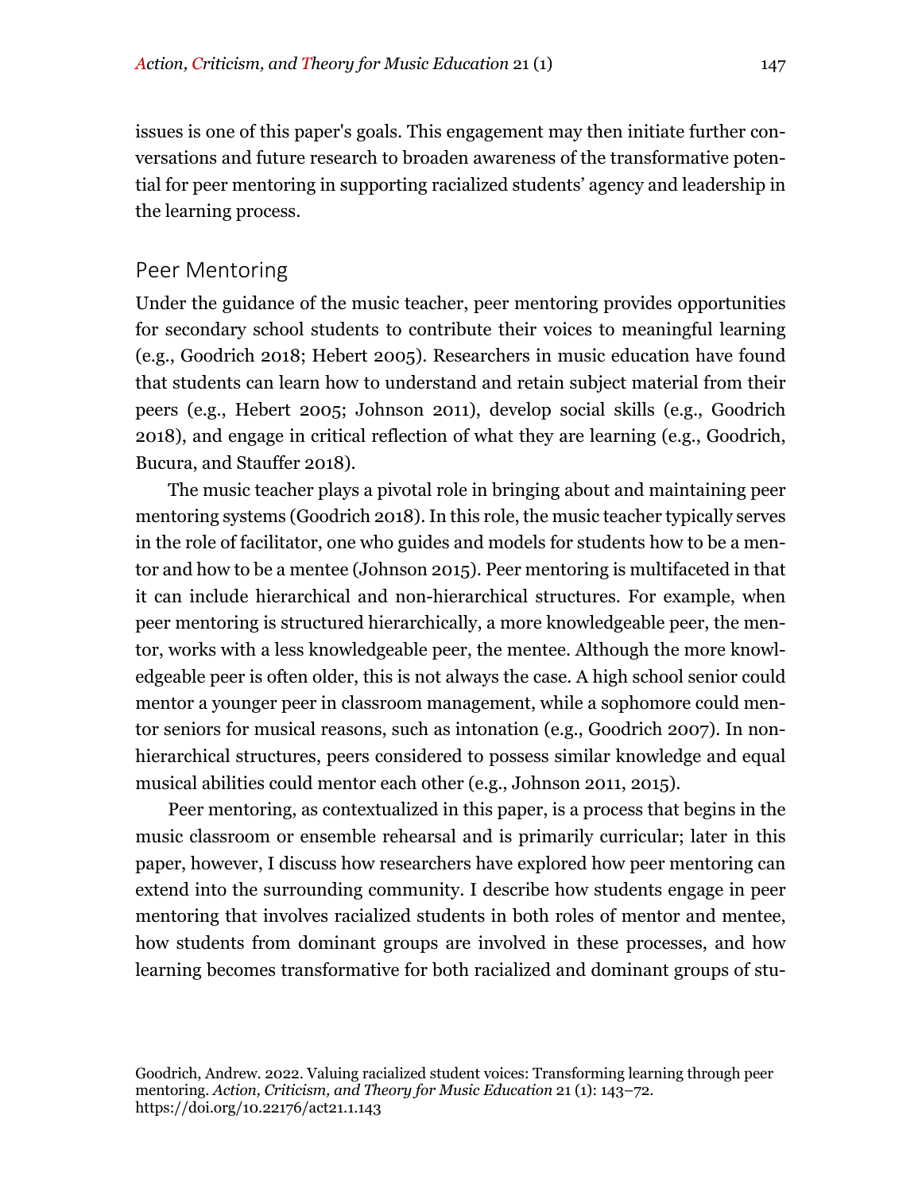issues is one of this paper's goals. This engagement may then initiate further conversations and future research to broaden awareness of the transformative potential for peer mentoring in supporting racialized students' agency and leadership in the learning process.

## Peer Mentoring

Under the guidance of the music teacher, peer mentoring provides opportunities for secondary school students to contribute their voices to meaningful learning (e.g., Goodrich 2018; Hebert 2005). Researchers in music education have found that students can learn how to understand and retain subject material from their peers (e.g., Hebert 2005; Johnson 2011), develop social skills (e.g., Goodrich 2018), and engage in critical reflection of what they are learning (e.g., Goodrich, Bucura, and Stauffer 2018).

The music teacher plays a pivotal role in bringing about and maintaining peer mentoring systems (Goodrich 2018). In this role, the music teacher typically serves in the role of facilitator, one who guides and models for students how to be a mentor and how to be a mentee (Johnson 2015). Peer mentoring is multifaceted in that it can include hierarchical and non-hierarchical structures. For example, when peer mentoring is structured hierarchically, a more knowledgeable peer, the mentor, works with a less knowledgeable peer, the mentee. Although the more knowledgeable peer is often older, this is not always the case. A high school senior could mentor a younger peer in classroom management, while a sophomore could mentor seniors for musical reasons, such as intonation (e.g., Goodrich 2007). In non-hierarchical structures, peers considered to possess similar knowledge and equal musical abilities could mentor each other (e.g., Johnson 2011, 2015).

Peer mentoring, as contextualized in this paper, is a process that begins in the music classroom or ensemble rehearsal and is primarily curricular; later in this paper, however, I discuss how researchers have explored how peer mentoring can extend into the surrounding community. I describe how students engage in peer mentoring that involves racialized students in both roles of mentor and mentee, how students from dominant groups are involved in these processes, and how learning becomes transformative for both racialized and dominant groups of stu-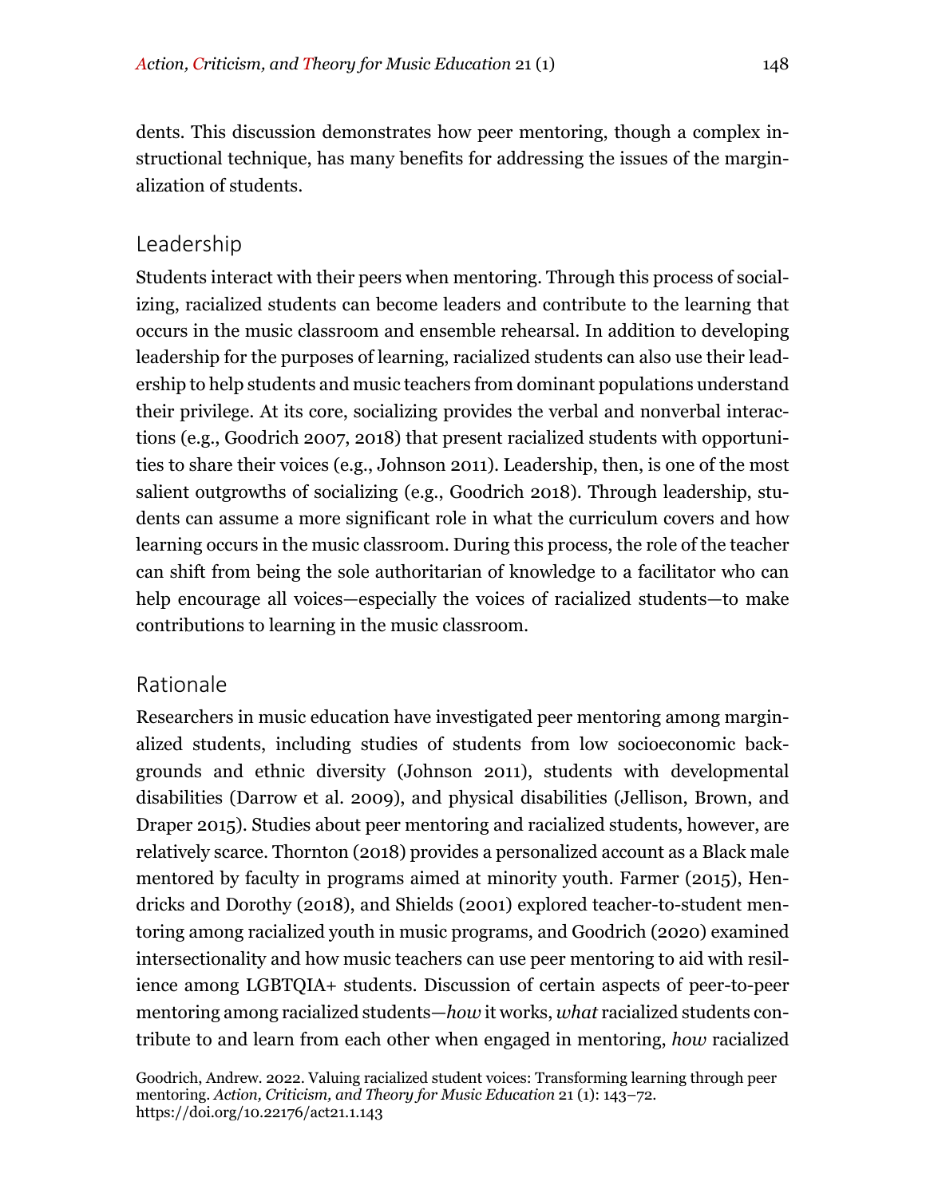dents. This discussion demonstrates how peer mentoring, though a complex instructional technique, has many benefits for addressing the issues of the marginalization of students.

## Leadership

Students interact with their peers when mentoring. Through this process of socializing, racialized students can become leaders and contribute to the learning that occurs in the music classroom and ensemble rehearsal. In addition to developing leadership for the purposes of learning, racialized students can also use their leadership to help students and music teachers from dominant populations understand their privilege. At its core, socializing provides the verbal and nonverbal interactions (e.g., Goodrich 2007, 2018) that present racialized students with opportunities to share their voices (e.g., Johnson 2011). Leadership, then, is one of the most salient outgrowths of socializing (e.g., Goodrich 2018). Through leadership, students can assume a more significant role in what the curriculum covers and how learning occurs in the music classroom. During this process, the role of the teacher can shift from being the sole authoritarian of knowledge to a facilitator who can help encourage all voices—especially the voices of racialized students—to make contributions to learning in the music classroom.

## Rationale

Researchers in music education have investigated peer mentoring among marginalized students, including studies of students from low socioeconomic backgrounds and ethnic diversity (Johnson 2011), students with developmental disabilities (Darrow et al. 2009), and physical disabilities (Jellison, Brown, and Draper 2015). Studies about peer mentoring and racialized students, however, are relatively scarce. Thornton (2018) provides a personalized account as a Black male mentored by faculty in programs aimed at minority youth. Farmer (2015), Hendricks and Dorothy (2018), and Shields (2001) explored teacher-to-student mentoring among racialized youth in music programs, and Goodrich (2020) examined intersectionality and how music teachers can use peer mentoring to aid with resilience among LGBTQIA+ students. Discussion of certain aspects of peer-to-peer mentoring among racialized students—*how* it works, *what* racialized students contribute to and learn from each other when engaged in mentoring, *how* racialized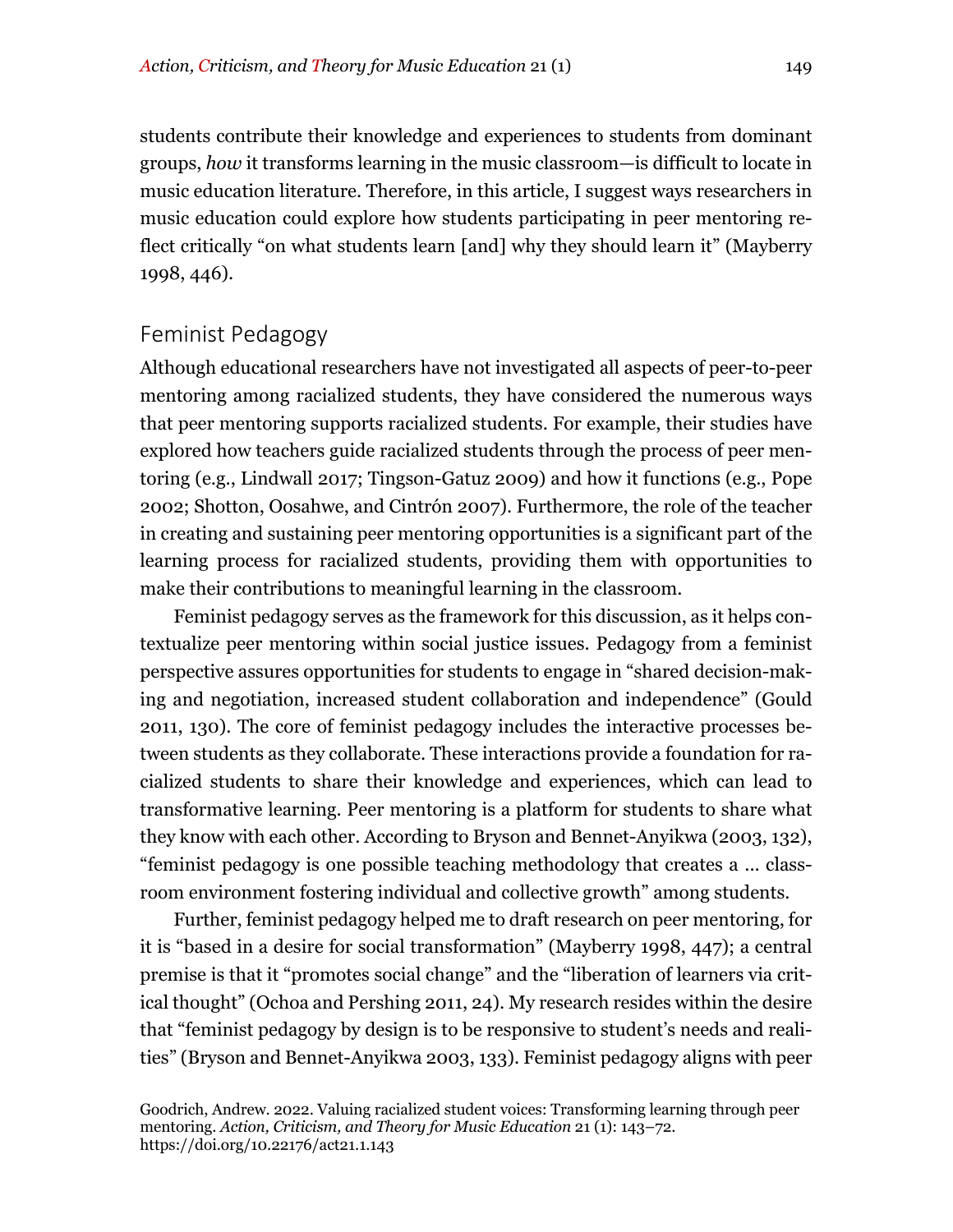students contribute their knowledge and experiences to students from dominant groups, *how* it transforms learning in the music classroom—is difficult to locate in music education literature. Therefore, in this article, I suggest ways researchers in music education could explore how students participating in peer mentoring reflect critically "on what students learn [and] why they should learn it" (Mayberry 1998, 446).

## Feminist Pedagogy

Although educational researchers have not investigated all aspects of peer-to-peer mentoring among racialized students, they have considered the numerous ways that peer mentoring supports racialized students. For example, their studies have explored how teachers guide racialized students through the process of peer mentoring (e.g., Lindwall 2017; Tingson-Gatuz 2009) and how it functions (e.g., Pope 2002; Shotton, Oosahwe, and Cintrón 2007). Furthermore, the role of the teacher in creating and sustaining peer mentoring opportunities is a significant part of the learning process for racialized students, providing them with opportunities to make their contributions to meaningful learning in the classroom.

Feminist pedagogy serves as the framework for this discussion, as it helps contextualize peer mentoring within social justice issues. Pedagogy from a feminist perspective assures opportunities for students to engage in "shared decision-making and negotiation, increased student collaboration and independence" (Gould 2011, 130). The core of feminist pedagogy includes the interactive processes between students as they collaborate. These interactions provide a foundation for racialized students to share their knowledge and experiences, which can lead to transformative learning. Peer mentoring is a platform for students to share what they know with each other. According to Bryson and Bennet-Anyikwa (2003, 132), "feminist pedagogy is one possible teaching methodology that creates a ... classroom environment fostering individual and collective growth" among students.

Further, feminist pedagogy helped me to draft research on peer mentoring, for it is "based in a desire for social transformation" (Mayberry 1998, 447); a central premise is that it "promotes social change" and the "liberation of learners via critical thought" (Ochoa and Pershing 2011, 24). My research resides within the desire that "feminist pedagogy by design is to be responsive to student's needs and realities" (Bryson and Bennet-Anyikwa 2003, 133). Feminist pedagogy aligns with peer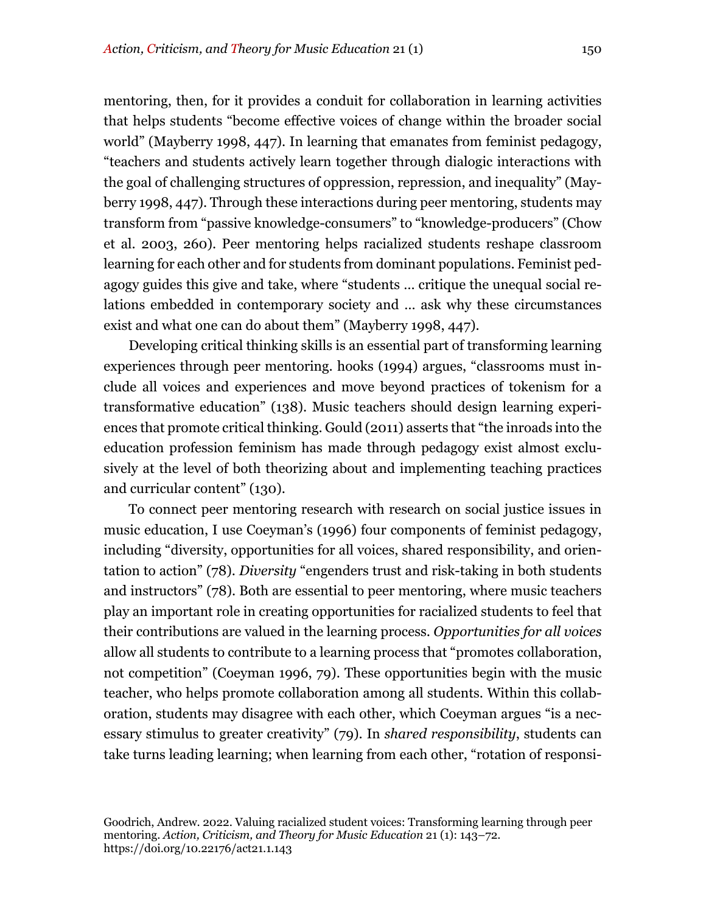mentoring, then, for it provides a conduit for collaboration in learning activities that helps students "become effective voices of change within the broader social world" (Mayberry 1998, 447). In learning that emanates from feminist pedagogy, "teachers and students actively learn together through dialogic interactions with the goal of challenging structures of oppression, repression, and inequality" (Mayberry 1998, 447). Through these interactions during peer mentoring, students may transform from "passive knowledge-consumers" to "knowledge-producers" (Chow et al. 2003, 260). Peer mentoring helps racialized students reshape classroom learning for each other and for students from dominant populations. Feminist pedagogy guides this give and take, where "students … critique the unequal social relations embedded in contemporary society and … ask why these circumstances exist and what one can do about them" (Mayberry 1998, 447).

Developing critical thinking skills is an essential part of transforming learning experiences through peer mentoring. hooks (1994) argues, "classrooms must include all voices and experiences and move beyond practices of tokenism for a transformative education" (138). Music teachers should design learning experiences that promote critical thinking. Gould (2011) asserts that "the inroads into the education profession feminism has made through pedagogy exist almost exclusively at the level of both theorizing about and implementing teaching practices and curricular content" (130).

To connect peer mentoring research with research on social justice issues in music education, I use Coeyman's (1996) four components of feminist pedagogy, including "diversity, opportunities for all voices, shared responsibility, and orientation to action" (78). *Diversity* "engenders trust and risk-taking in both students and instructors" (78). Both are essential to peer mentoring, where music teachers play an important role in creating opportunities for racialized students to feel that their contributions are valued in the learning process. *Opportunities for all voices* allow all students to contribute to a learning process that "promotes collaboration, not competition" (Coeyman 1996, 79). These opportunities begin with the music teacher, who helps promote collaboration among all students. Within this collaboration, students may disagree with each other, which Coeyman argues "is a necessary stimulus to greater creativity" (79). In *shared responsibility*, students can take turns leading learning; when learning from each other, "rotation of responsi-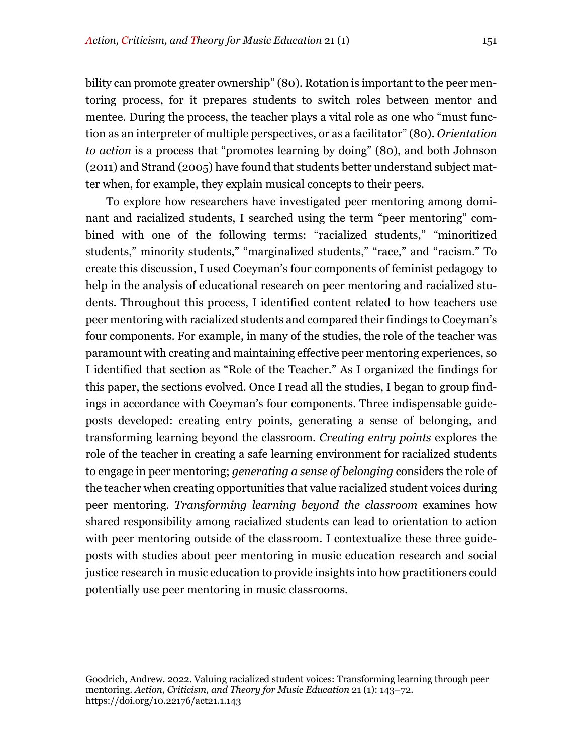bility can promote greater ownership" (80). Rotation is important to the peer mentoring process, for it prepares students to switch roles between mentor and mentee. During the process, the teacher plays a vital role as one who "must function as an interpreter of multiple perspectives, or as a facilitator" (80). *Orientation to action* is a process that "promotes learning by doing" (80), and both Johnson (2011) and Strand (2005) have found that students better understand subject matter when, for example, they explain musical concepts to their peers.

To explore how researchers have investigated peer mentoring among dominant and racialized students, I searched using the term "peer mentoring" combined with one of the following terms: "racialized students," "minoritized students," minority students," "marginalized students," "race," and "racism." To create this discussion, I used Coeyman's four components of feminist pedagogy to help in the analysis of educational research on peer mentoring and racialized students. Throughout this process, I identified content related to how teachers use peer mentoring with racialized students and compared their findings to Coeyman's four components. For example, in many of the studies, the role of the teacher was paramount with creating and maintaining effective peer mentoring experiences, so I identified that section as "Role of the Teacher." As I organized the findings for this paper, the sections evolved. Once I read all the studies, I began to group findings in accordance with Coeyman's four components. Three indispensable guideposts developed: creating entry points, generating a sense of belonging, and transforming learning beyond the classroom. *Creating entry points* explores the role of the teacher in creating a safe learning environment for racialized students to engage in peer mentoring; *generating a sense of belonging* considers the role of the teacher when creating opportunities that value racialized student voices during peer mentoring. *Transforming learning beyond the classroom* examines how shared responsibility among racialized students can lead to orientation to action with peer mentoring outside of the classroom. I contextualize these three guideposts with studies about peer mentoring in music education research and social justice research in music education to provide insights into how practitioners could potentially use peer mentoring in music classrooms.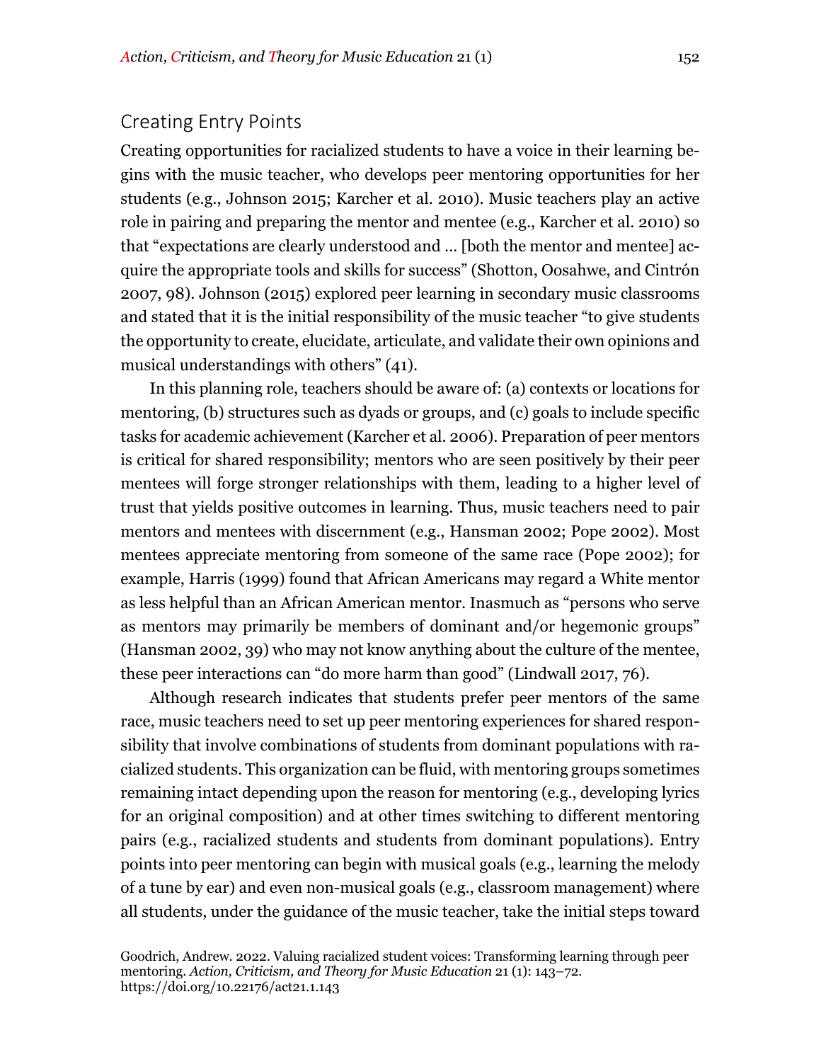## Creating Entry Points

Creating opportunities for racialized students to have a voice in their learning begins with the music teacher, who develops peer mentoring opportunities for her students (e.g., Johnson 2015; Karcher et al. 2010). Music teachers play an active role in pairing and preparing the mentor and mentee (e.g., Karcher et al. 2010) so that "expectations are clearly understood and … [both the mentor and mentee] acquire the appropriate tools and skills for success" (Shotton, Oosahwe, and Cintrón 2007, 98). Johnson (2015) explored peer learning in secondary music classrooms and stated that it is the initial responsibility of the music teacher "to give students the opportunity to create, elucidate, articulate, and validate their own opinions and musical understandings with others" (41).

In this planning role, teachers should be aware of: (a) contexts or locations for mentoring, (b) structures such as dyads or groups, and (c) goals to include specific tasks for academic achievement (Karcher et al. 2006). Preparation of peer mentors is critical for shared responsibility; mentors who are seen positively by their peer mentees will forge stronger relationships with them, leading to a higher level of trust that yields positive outcomes in learning. Thus, music teachers need to pair mentors and mentees with discernment (e.g., Hansman 2002; Pope 2002). Most mentees appreciate mentoring from someone of the same race (Pope 2002); for example, Harris (1999) found that African Americans may regard a White mentor as less helpful than an African American mentor. Inasmuch as "persons who serve as mentors may primarily be members of dominant and/or hegemonic groups" (Hansman 2002, 39) who may not know anything about the culture of the mentee, these peer interactions can "do more harm than good" (Lindwall 2017, 76).

Although research indicates that students prefer peer mentors of the same race, music teachers need to set up peer mentoring experiences for shared responsibility that involve combinations of students from dominant populations with racialized students. This organization can be fluid, with mentoring groups sometimes remaining intact depending upon the reason for mentoring (e.g., developing lyrics for an original composition) and at other times switching to different mentoring pairs (e.g., racialized students and students from dominant populations). Entry points into peer mentoring can begin with musical goals (e.g., learning the melody of a tune by ear) and even non-musical goals (e.g., classroom management) where all students, under the guidance of the music teacher, take the initial steps toward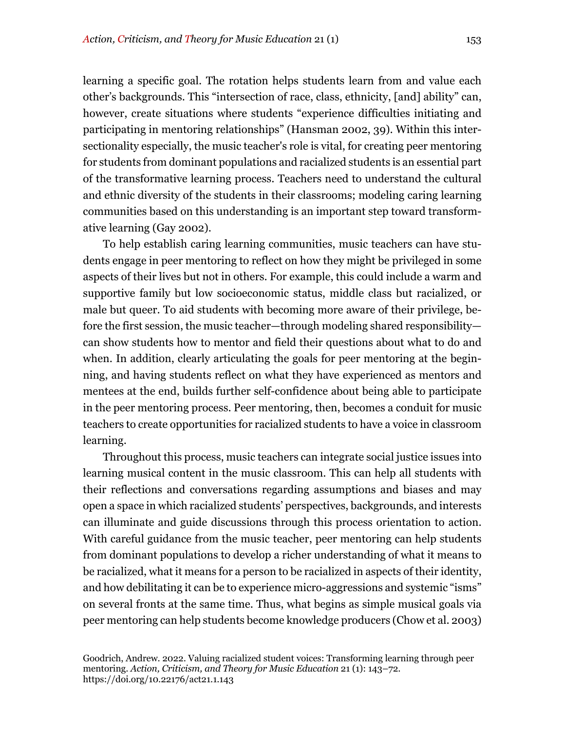learning a specific goal. The rotation helps students learn from and value each other's backgrounds. This "intersection of race, class, ethnicity, [and] ability" can, however, create situations where students "experience difficulties initiating and participating in mentoring relationships" (Hansman 2002, 39). Within this intersectionality especially, the music teacher's role is vital, for creating peer mentoring for students from dominant populations and racialized students is an essential part of the transformative learning process. Teachers need to understand the cultural and ethnic diversity of the students in their classrooms; modeling caring learning communities based on this understanding is an important step toward transformative learning (Gay 2002).

To help establish caring learning communities, music teachers can have students engage in peer mentoring to reflect on how they might be privileged in some aspects of their lives but not in others. For example, this could include a warm and supportive family but low socioeconomic status, middle class but racialized, or male but queer. To aid students with becoming more aware of their privilege, before the first session, the music teacher—through modeling shared responsibility—can show students how to mentor and field their questions about what to do and when. In addition, clearly articulating the goals for peer mentoring at the beginning, and having students reflect on what they have experienced as mentors and mentees at the end, builds further self-confidence about being able to participate in the peer mentoring process. Peer mentoring, then, becomes a conduit for music teachers to create opportunities for racialized students to have a voice in classroom learning.

Throughout this process, music teachers can integrate social justice issues into learning musical content in the music classroom. This can help all students with their reflections and conversations regarding assumptions and biases and may open a space in which racialized students' perspectives, backgrounds, and interests can illuminate and guide discussions through this process orientation to action. With careful guidance from the music teacher, peer mentoring can help students from dominant populations to develop a richer understanding of what it means to be racialized, what it means for a person to be racialized in aspects of their identity, and how debilitating it can be to experience micro-aggressions and systemic "isms" on several fronts at the same time. Thus, what begins as simple musical goals via peer mentoring can help students become knowledge producers (Chow et al. 2003)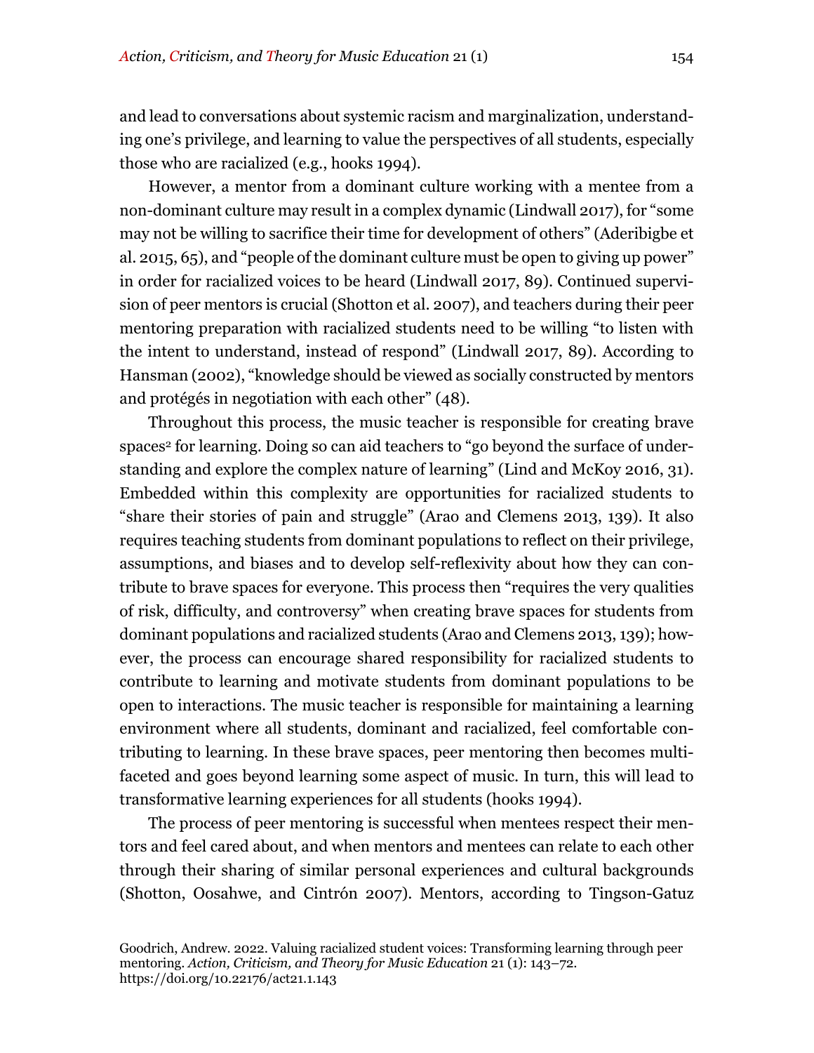and lead to conversations about systemic racism and marginalization, understanding one's privilege, and learning to value the perspectives of all students, especially those who are racialized (e.g., hooks 1994).

However, a mentor from a dominant culture working with a mentee from a non-dominant culture may result in a complex dynamic (Lindwall 2017), for "some may not be willing to sacrifice their time for development of others" (Aderibigbe et al. 2015, 65), and "people of the dominant culture must be open to giving up power" in order for racialized voices to be heard (Lindwall 2017, 89). Continued supervision of peer mentors is crucial (Shotton et al. 2007), and teachers during their peer mentoring preparation with racialized students need to be willing "to listen with the intent to understand, instead of respond" (Lindwall 2017, 89). According to Hansman (2002), "knowledge should be viewed as socially constructed by mentors and protégés in negotiation with each other" (48).

Throughout this process, the music teacher is responsible for creating brave spaces[2] for learning. Doing so can aid teachers to "go beyond the surface of understanding and explore the complex nature of learning" (Lind and McKoy 2016, 31). Embedded within this complexity are opportunities for racialized students to "share their stories of pain and struggle" (Arao and Clemens 2013, 139). It also requires teaching students from dominant populations to reflect on their privilege, assumptions, and biases and to develop self-reflexivity about how they can contribute to brave spaces for everyone. This process then "requires the very qualities of risk, difficulty, and controversy" when creating brave spaces for students from dominant populations and racialized students (Arao and Clemens 2013, 139); however, the process can encourage shared responsibility for racialized students to contribute to learning and motivate students from dominant populations to be open to interactions. The music teacher is responsible for maintaining a learning environment where all students, dominant and racialized, feel comfortable contributing to learning. In these brave spaces, peer mentoring then becomes multifaceted and goes beyond learning some aspect of music. In turn, this will lead to transformative learning experiences for all students (hooks 1994).

The process of peer mentoring is successful when mentees respect their mentors and feel cared about, and when mentors and mentees can relate to each other through their sharing of similar personal experiences and cultural backgrounds (Shotton, Oosahwe, and Cintrón 2007). Mentors, according to Tingson-Gatuz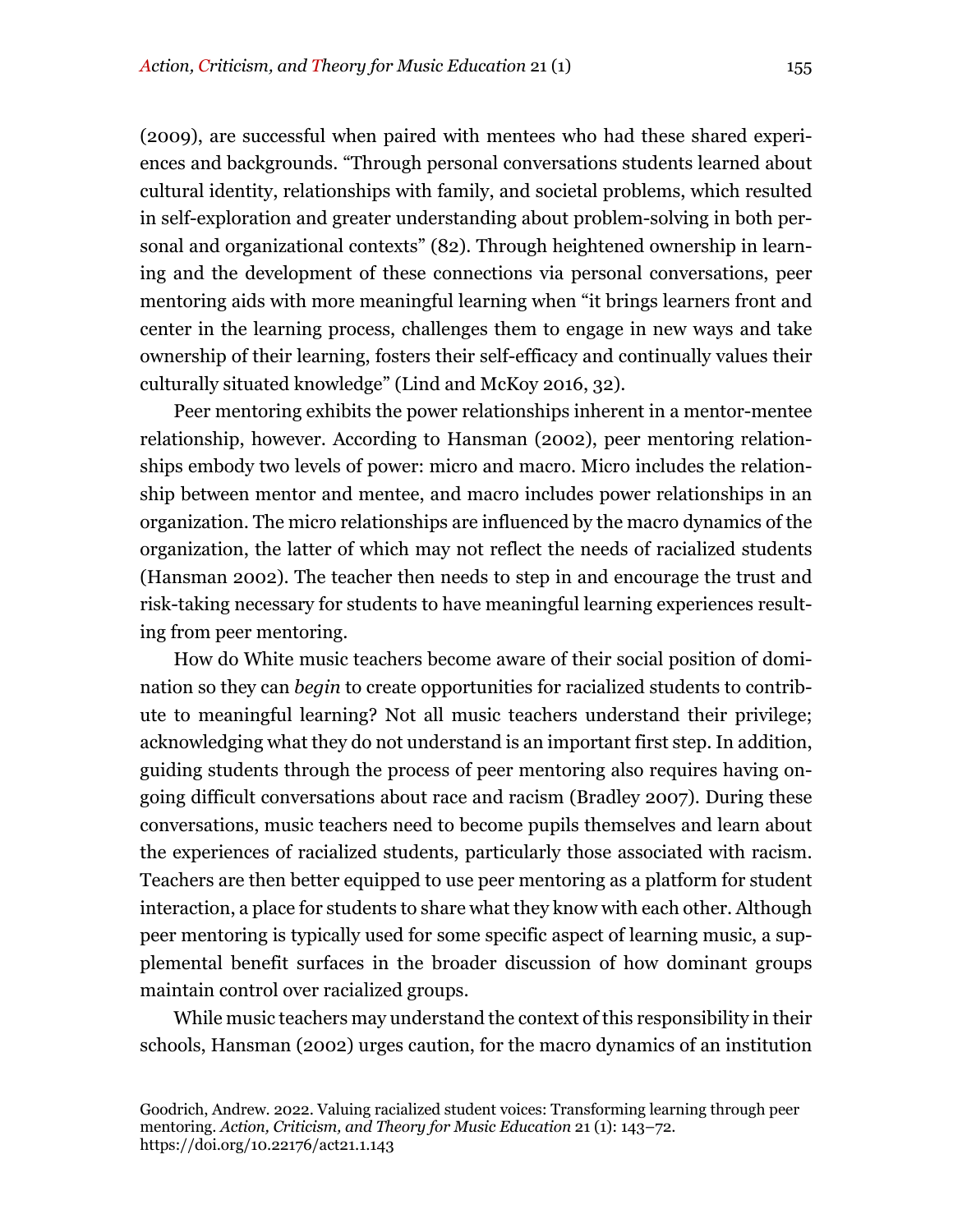(2009), are successful when paired with mentees who had these shared experiences and backgrounds. "Through personal conversations students learned about cultural identity, relationships with family, and societal problems, which resulted in self-exploration and greater understanding about problem-solving in both personal and organizational contexts" (82). Through heightened ownership in learning and the development of these connections via personal conversations, peer mentoring aids with more meaningful learning when "it brings learners front and center in the learning process, challenges them to engage in new ways and take ownership of their learning, fosters their self-efficacy and continually values their culturally situated knowledge" (Lind and McKoy 2016, 32).

Peer mentoring exhibits the power relationships inherent in a mentor-mentee relationship, however. According to Hansman (2002), peer mentoring relationships embody two levels of power: micro and macro. Micro includes the relationship between mentor and mentee, and macro includes power relationships in an organization. The micro relationships are influenced by the macro dynamics of the organization, the latter of which may not reflect the needs of racialized students (Hansman 2002). The teacher then needs to step in and encourage the trust and risk-taking necessary for students to have meaningful learning experiences resulting from peer mentoring.

How do White music teachers become aware of their social position of domination so they can *begin* to create opportunities for racialized students to contribute to meaningful learning? Not all music teachers understand their privilege; acknowledging what they do not understand is an important first step. In addition, guiding students through the process of peer mentoring also requires having ongoing difficult conversations about race and racism (Bradley 2007). During these conversations, music teachers need to become pupils themselves and learn about the experiences of racialized students, particularly those associated with racism. Teachers are then better equipped to use peer mentoring as a platform for student interaction, a place for students to share what they know with each other. Although peer mentoring is typically used for some specific aspect of learning music, a supplemental benefit surfaces in the broader discussion of how dominant groups maintain control over racialized groups.

While music teachers may understand the context of this responsibility in their schools, Hansman (2002) urges caution, for the macro dynamics of an institution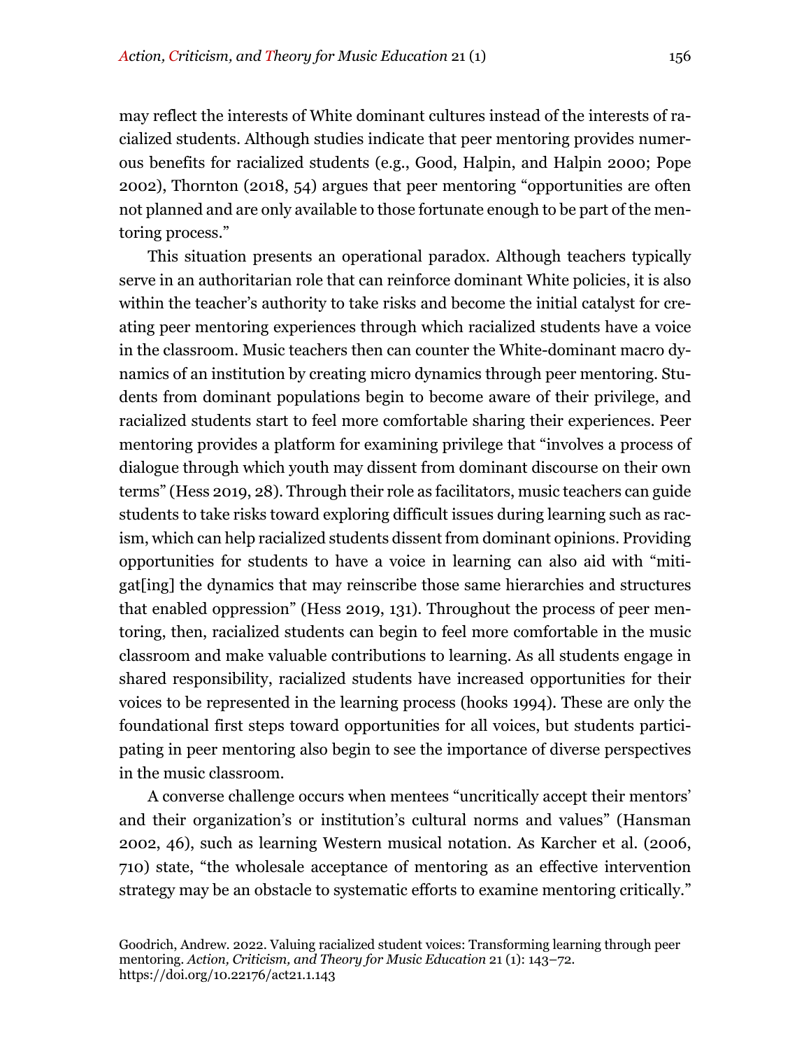may reflect the interests of White dominant cultures instead of the interests of racialized students. Although studies indicate that peer mentoring provides numerous benefits for racialized students (e.g., Good, Halpin, and Halpin 2000; Pope 2002), Thornton (2018, 54) argues that peer mentoring "opportunities are often not planned and are only available to those fortunate enough to be part of the mentoring process."

This situation presents an operational paradox. Although teachers typically serve in an authoritarian role that can reinforce dominant White policies, it is also within the teacher's authority to take risks and become the initial catalyst for creating peer mentoring experiences through which racialized students have a voice in the classroom. Music teachers then can counter the White-dominant macro dynamics of an institution by creating micro dynamics through peer mentoring. Students from dominant populations begin to become aware of their privilege, and racialized students start to feel more comfortable sharing their experiences. Peer mentoring provides a platform for examining privilege that "involves a process of dialogue through which youth may dissent from dominant discourse on their own terms" (Hess 2019, 28). Through their role as facilitators, music teachers can guide students to take risks toward exploring difficult issues during learning such as racism, which can help racialized students dissent from dominant opinions. Providing opportunities for students to have a voice in learning can also aid with "mitigat[ing] the dynamics that may reinscribe those same hierarchies and structures that enabled oppression" (Hess 2019, 131). Throughout the process of peer mentoring, then, racialized students can begin to feel more comfortable in the music classroom and make valuable contributions to learning. As all students engage in shared responsibility, racialized students have increased opportunities for their voices to be represented in the learning process (hooks 1994). These are only the foundational first steps toward opportunities for all voices, but students participating in peer mentoring also begin to see the importance of diverse perspectives in the music classroom.

A converse challenge occurs when mentees "uncritically accept their mentors' and their organization's or institution's cultural norms and values" (Hansman 2002, 46), such as learning Western musical notation. As Karcher et al. (2006, 710) state, "the wholesale acceptance of mentoring as an effective intervention strategy may be an obstacle to systematic efforts to examine mentoring critically."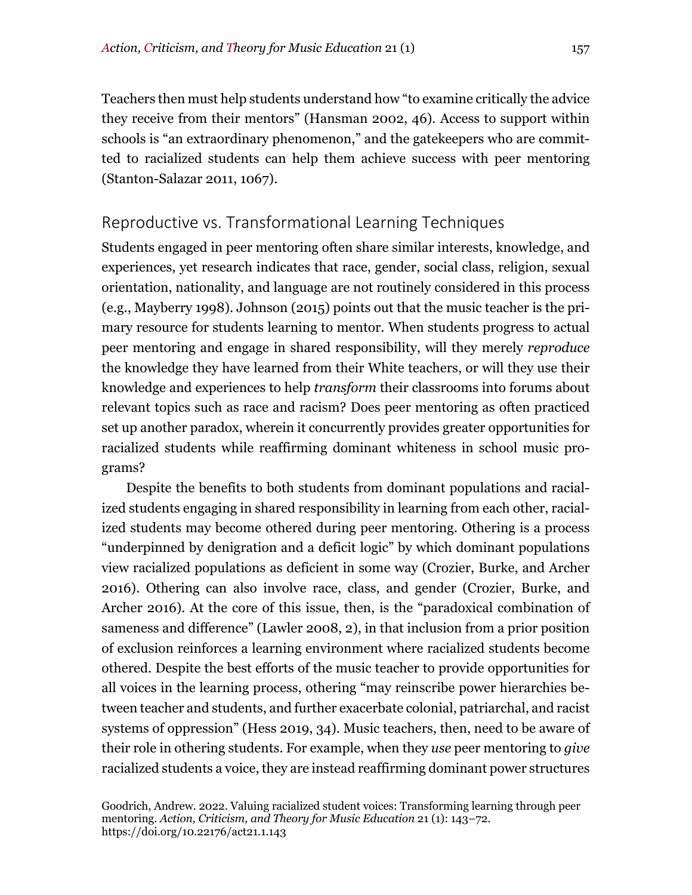Teachers then must help students understand how "to examine critically the advice they receive from their mentors" (Hansman 2002, 46). Access to support within schools is "an extraordinary phenomenon," and the gatekeepers who are committed to racialized students can help them achieve success with peer mentoring (Stanton-Salazar 2011, 1067).

## Reproductive vs. Transformational Learning Techniques

Students engaged in peer mentoring often share similar interests, knowledge, and experiences, yet research indicates that race, gender, social class, religion, sexual orientation, nationality, and language are not routinely considered in this process (e.g., Mayberry 1998). Johnson (2015) points out that the music teacher is the primary resource for students learning to mentor. When students progress to actual peer mentoring and engage in shared responsibility, will they merely *reproduce* the knowledge they have learned from their White teachers, or will they use their knowledge and experiences to help *transform* their classrooms into forums about relevant topics such as race and racism? Does peer mentoring as often practiced set up another paradox, wherein it concurrently provides greater opportunities for racialized students while reaffirming dominant whiteness in school music programs?

Despite the benefits to both students from dominant populations and racialized students engaging in shared responsibility in learning from each other, racialized students may become othered during peer mentoring. Othering is a process "underpinned by denigration and a deficit logic" by which dominant populations view racialized populations as deficient in some way (Crozier, Burke, and Archer 2016). Othering can also involve race, class, and gender (Crozier, Burke, and Archer 2016). At the core of this issue, then, is the "paradoxical combination of sameness and difference" (Lawler 2008, 2), in that inclusion from a prior position of exclusion reinforces a learning environment where racialized students become othered. Despite the best efforts of the music teacher to provide opportunities for all voices in the learning process, othering "may reinscribe power hierarchies between teacher and students, and further exacerbate colonial, patriarchal, and racist systems of oppression" (Hess 2019, 34). Music teachers, then, need to be aware of their role in othering students. For example, when they *use* peer mentoring to *give* racialized students a voice, they are instead reaffirming dominant power structures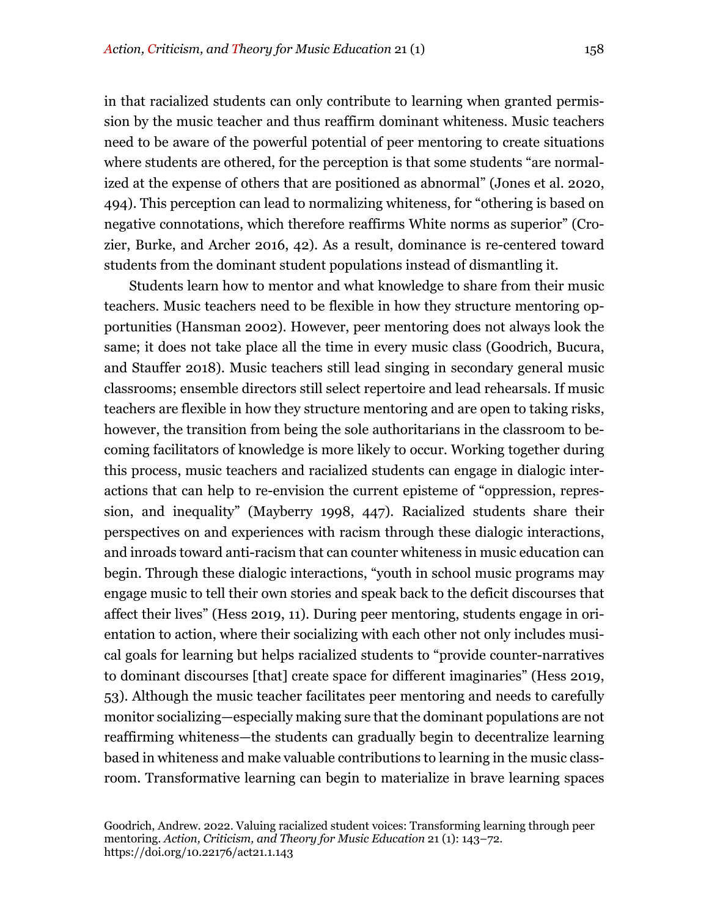in that racialized students can only contribute to learning when granted permission by the music teacher and thus reaffirm dominant whiteness. Music teachers need to be aware of the powerful potential of peer mentoring to create situations where students are othered, for the perception is that some students "are normalized at the expense of others that are positioned as abnormal" (Jones et al. 2020, 494). This perception can lead to normalizing whiteness, for "othering is based on negative connotations, which therefore reaffirms White norms as superior" (Crozier, Burke, and Archer 2016, 42). As a result, dominance is re-centered toward students from the dominant student populations instead of dismantling it.

Students learn how to mentor and what knowledge to share from their music teachers. Music teachers need to be flexible in how they structure mentoring opportunities (Hansman 2002). However, peer mentoring does not always look the same; it does not take place all the time in every music class (Goodrich, Bucura, and Stauffer 2018). Music teachers still lead singing in secondary general music classrooms; ensemble directors still select repertoire and lead rehearsals. If music teachers are flexible in how they structure mentoring and are open to taking risks, however, the transition from being the sole authoritarians in the classroom to becoming facilitators of knowledge is more likely to occur. Working together during this process, music teachers and racialized students can engage in dialogic interactions that can help to re-envision the current episteme of "oppression, repression, and inequality" (Mayberry 1998, 447). Racialized students share their perspectives on and experiences with racism through these dialogic interactions, and inroads toward anti-racism that can counter whiteness in music education can begin. Through these dialogic interactions, "youth in school music programs may engage music to tell their own stories and speak back to the deficit discourses that affect their lives" (Hess 2019, 11). During peer mentoring, students engage in orientation to action, where their socializing with each other not only includes musical goals for learning but helps racialized students to "provide counter-narratives to dominant discourses [that] create space for different imaginaries" (Hess 2019, 53). Although the music teacher facilitates peer mentoring and needs to carefully monitor socializing—especially making sure that the dominant populations are not reaffirming whiteness—the students can gradually begin to decentralize learning based in whiteness and make valuable contributions to learning in the music classroom. Transformative learning can begin to materialize in brave learning spaces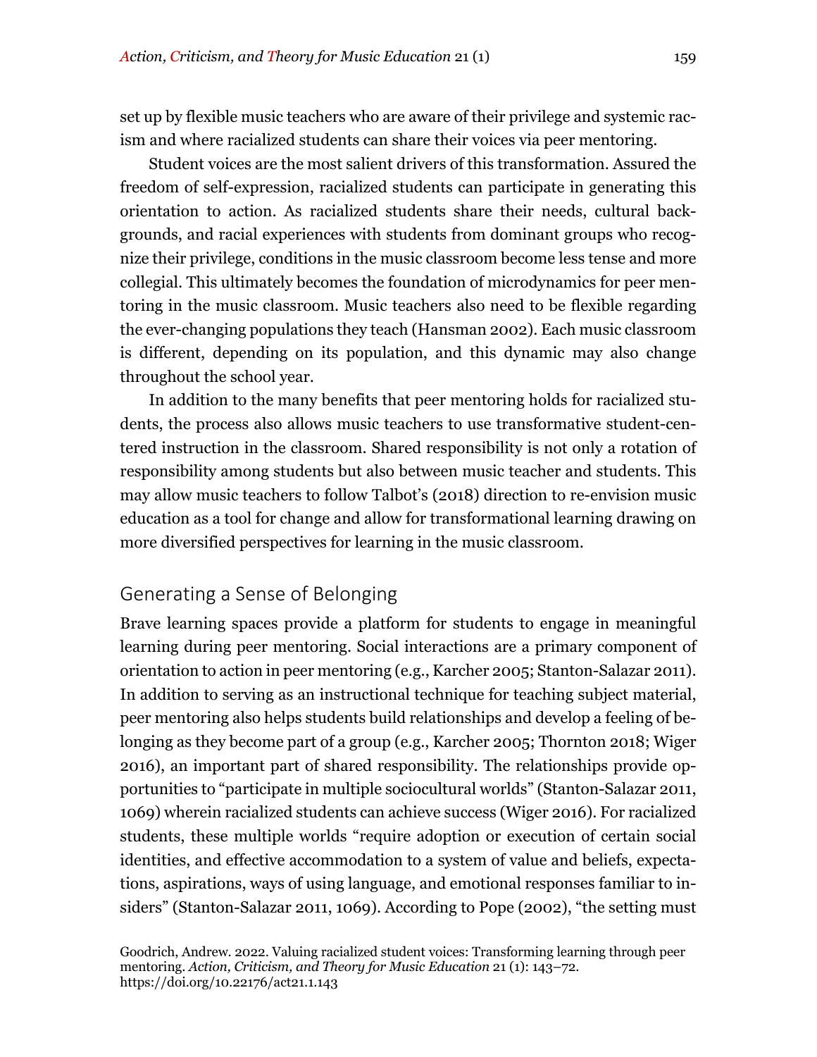set up by flexible music teachers who are aware of their privilege and systemic racism and where racialized students can share their voices via peer mentoring.

Student voices are the most salient drivers of this transformation. Assured the freedom of self-expression, racialized students can participate in generating this orientation to action. As racialized students share their needs, cultural backgrounds, and racial experiences with students from dominant groups who recognize their privilege, conditions in the music classroom become less tense and more collegial. This ultimately becomes the foundation of microdynamics for peer mentoring in the music classroom. Music teachers also need to be flexible regarding the ever-changing populations they teach (Hansman 2002). Each music classroom is different, depending on its population, and this dynamic may also change throughout the school year.

In addition to the many benefits that peer mentoring holds for racialized students, the process also allows music teachers to use transformative student-centered instruction in the classroom. Shared responsibility is not only a rotation of responsibility among students but also between music teacher and students. This may allow music teachers to follow Talbot's (2018) direction to re-envision music education as a tool for change and allow for transformational learning drawing on more diversified perspectives for learning in the music classroom.

## Generating a Sense of Belonging

Brave learning spaces provide a platform for students to engage in meaningful learning during peer mentoring. Social interactions are a primary component of orientation to action in peer mentoring (e.g., Karcher 2005; Stanton-Salazar 2011). In addition to serving as an instructional technique for teaching subject material, peer mentoring also helps students build relationships and develop a feeling of belonging as they become part of a group (e.g., Karcher 2005; Thornton 2018; Wiger 2016), an important part of shared responsibility. The relationships provide opportunities to "participate in multiple sociocultural worlds" (Stanton-Salazar 2011, 1069) wherein racialized students can achieve success (Wiger 2016). For racialized students, these multiple worlds "require adoption or execution of certain social identities, and effective accommodation to a system of value and beliefs, expectations, aspirations, ways of using language, and emotional responses familiar to insiders" (Stanton-Salazar 2011, 1069). According to Pope (2002), "the setting must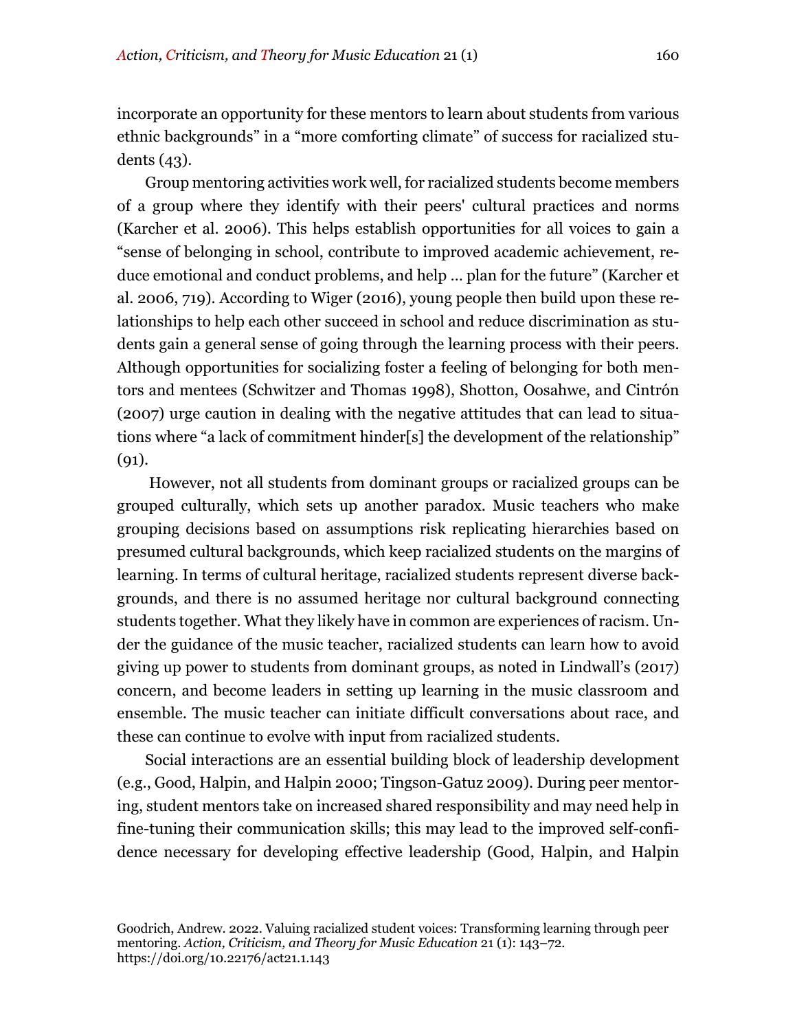incorporate an opportunity for these mentors to learn about students from various ethnic backgrounds" in a "more comforting climate" of success for racialized students (43).

Group mentoring activities work well, for racialized students become members of a group where they identify with their peers' cultural practices and norms (Karcher et al. 2006). This helps establish opportunities for all voices to gain a "sense of belonging in school, contribute to improved academic achievement, reduce emotional and conduct problems, and help … plan for the future" (Karcher et al. 2006, 719). According to Wiger (2016), young people then build upon these relationships to help each other succeed in school and reduce discrimination as students gain a general sense of going through the learning process with their peers. Although opportunities for socializing foster a feeling of belonging for both mentors and mentees (Schwitzer and Thomas 1998), Shotton, Oosahwe, and Cintrón (2007) urge caution in dealing with the negative attitudes that can lead to situations where "a lack of commitment hinder[s] the development of the relationship" (91).

However, not all students from dominant groups or racialized groups can be grouped culturally, which sets up another paradox. Music teachers who make grouping decisions based on assumptions risk replicating hierarchies based on presumed cultural backgrounds, which keep racialized students on the margins of learning. In terms of cultural heritage, racialized students represent diverse backgrounds, and there is no assumed heritage nor cultural background connecting students together. What they likely have in common are experiences of racism. Under the guidance of the music teacher, racialized students can learn how to avoid giving up power to students from dominant groups, as noted in Lindwall's (2017) concern, and become leaders in setting up learning in the music classroom and ensemble. The music teacher can initiate difficult conversations about race, and these can continue to evolve with input from racialized students.

Social interactions are an essential building block of leadership development (e.g., Good, Halpin, and Halpin 2000; Tingson-Gatuz 2009). During peer mentoring, student mentors take on increased shared responsibility and may need help in fine-tuning their communication skills; this may lead to the improved self-confidence necessary for developing effective leadership (Good, Halpin, and Halpin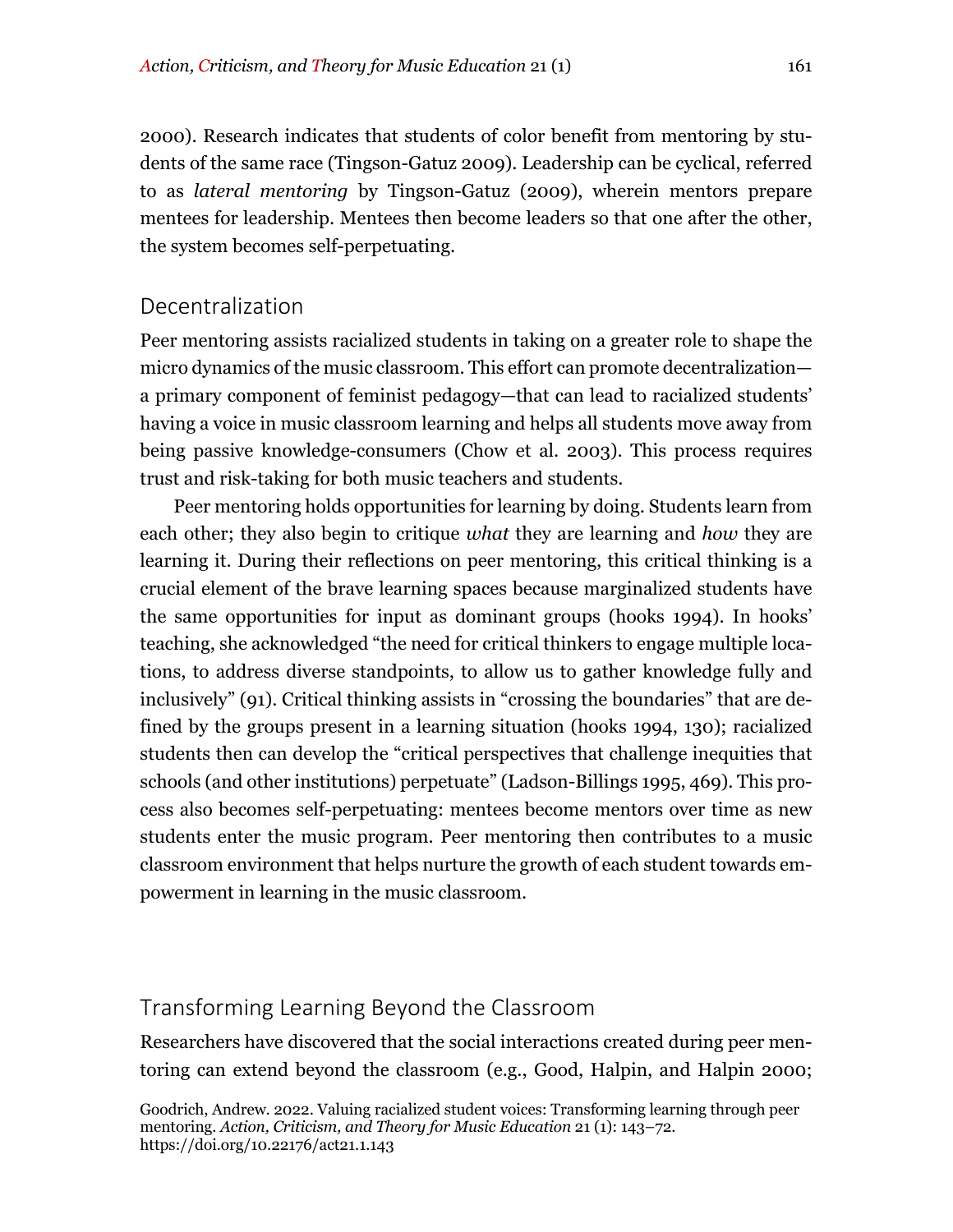2000). Research indicates that students of color benefit from mentoring by students of the same race (Tingson-Gatuz 2009). Leadership can be cyclical, referred to as *lateral mentoring* by Tingson-Gatuz (2009), wherein mentors prepare mentees for leadership. Mentees then become leaders so that one after the other, the system becomes self-perpetuating.

## Decentralization

Peer mentoring assists racialized students in taking on a greater role to shape the micro dynamics of the music classroom. This effort can promote decentralization—a primary component of feminist pedagogy—that can lead to racialized students' having a voice in music classroom learning and helps all students move away from being passive knowledge-consumers (Chow et al. 2003). This process requires trust and risk-taking for both music teachers and students.

Peer mentoring holds opportunities for learning by doing. Students learn from each other; they also begin to critique *what* they are learning and *how* they are learning it. During their reflections on peer mentoring, this critical thinking is a crucial element of the brave learning spaces because marginalized students have the same opportunities for input as dominant groups (hooks 1994). In hooks' teaching, she acknowledged "the need for critical thinkers to engage multiple locations, to address diverse standpoints, to allow us to gather knowledge fully and inclusively" (91). Critical thinking assists in "crossing the boundaries" that are defined by the groups present in a learning situation (hooks 1994, 130); racialized students then can develop the "critical perspectives that challenge inequities that schools (and other institutions) perpetuate" (Ladson-Billings 1995, 469). This process also becomes self-perpetuating: mentees become mentors over time as new students enter the music program. Peer mentoring then contributes to a music classroom environment that helps nurture the growth of each student towards empowerment in learning in the music classroom.

## Transforming Learning Beyond the Classroom

Researchers have discovered that the social interactions created during peer mentoring can extend beyond the classroom (e.g., Good, Halpin, and Halpin 2000;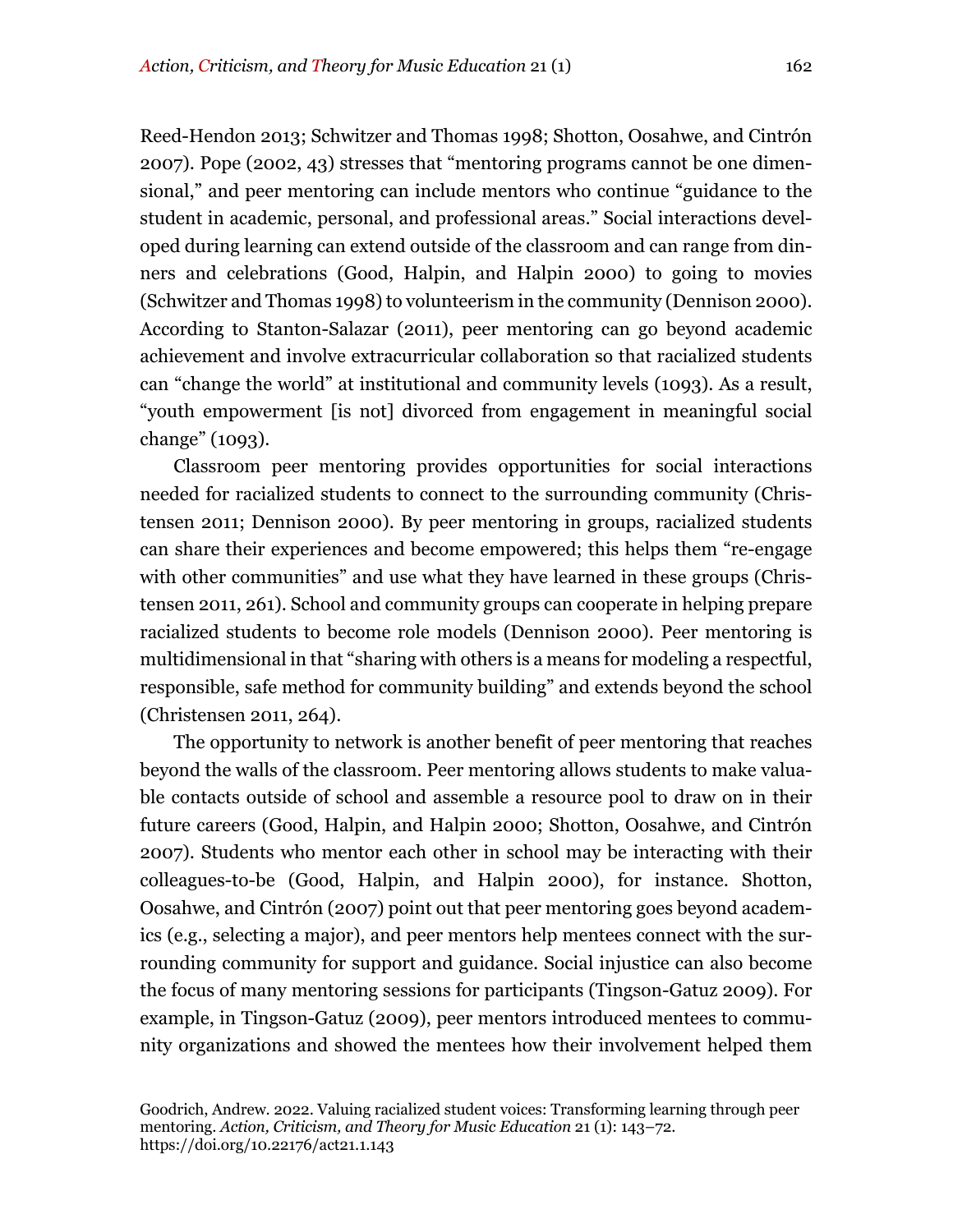Reed-Hendon 2013; Schwitzer and Thomas 1998; Shotton, Oosahwe, and Cintrón 2007). Pope (2002, 43) stresses that "mentoring programs cannot be one dimensional," and peer mentoring can include mentors who continue "guidance to the student in academic, personal, and professional areas." Social interactions developed during learning can extend outside of the classroom and can range from dinners and celebrations (Good, Halpin, and Halpin 2000) to going to movies (Schwitzer and Thomas 1998) to volunteerism in the community (Dennison 2000). According to Stanton-Salazar (2011), peer mentoring can go beyond academic achievement and involve extracurricular collaboration so that racialized students can "change the world" at institutional and community levels (1093). As a result, "youth empowerment [is not] divorced from engagement in meaningful social change" (1093).

Classroom peer mentoring provides opportunities for social interactions needed for racialized students to connect to the surrounding community (Christensen 2011; Dennison 2000). By peer mentoring in groups, racialized students can share their experiences and become empowered; this helps them "re-engage with other communities" and use what they have learned in these groups (Christensen 2011, 261). School and community groups can cooperate in helping prepare racialized students to become role models (Dennison 2000). Peer mentoring is multidimensional in that "sharing with others is a means for modeling a respectful, responsible, safe method for community building" and extends beyond the school (Christensen 2011, 264).

The opportunity to network is another benefit of peer mentoring that reaches beyond the walls of the classroom. Peer mentoring allows students to make valuable contacts outside of school and assemble a resource pool to draw on in their future careers (Good, Halpin, and Halpin 2000; Shotton, Oosahwe, and Cintrón 2007). Students who mentor each other in school may be interacting with their colleagues-to-be (Good, Halpin, and Halpin 2000), for instance. Shotton, Oosahwe, and Cintrón (2007) point out that peer mentoring goes beyond academics (e.g., selecting a major), and peer mentors help mentees connect with the surrounding community for support and guidance. Social injustice can also become the focus of many mentoring sessions for participants (Tingson-Gatuz 2009). For example, in Tingson-Gatuz (2009), peer mentors introduced mentees to community organizations and showed the mentees how their involvement helped them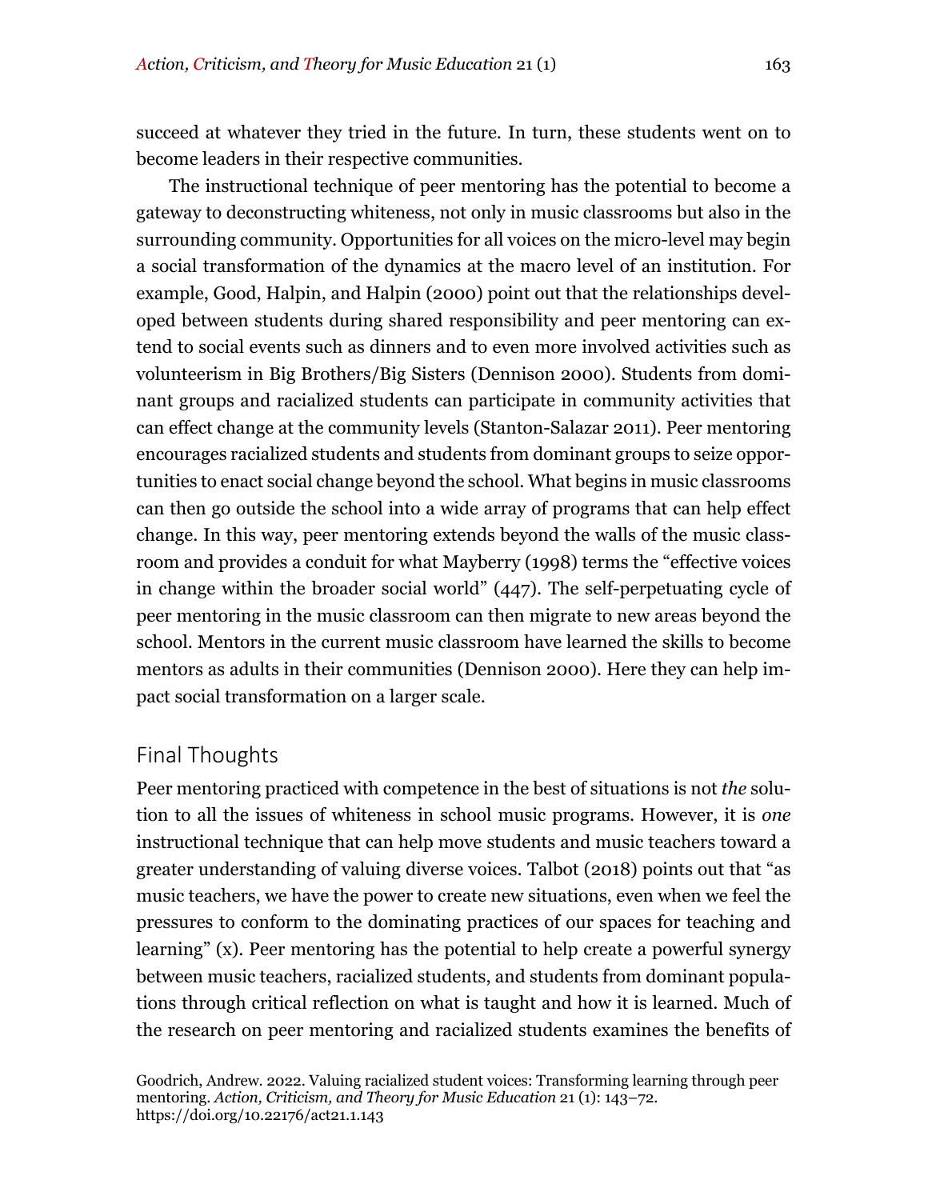succeed at whatever they tried in the future. In turn, these students went on to become leaders in their respective communities.

The instructional technique of peer mentoring has the potential to become a gateway to deconstructing whiteness, not only in music classrooms but also in the surrounding community. Opportunities for all voices on the micro-level may begin a social transformation of the dynamics at the macro level of an institution. For example, Good, Halpin, and Halpin (2000) point out that the relationships developed between students during shared responsibility and peer mentoring can extend to social events such as dinners and to even more involved activities such as volunteerism in Big Brothers/Big Sisters (Dennison 2000). Students from dominant groups and racialized students can participate in community activities that can effect change at the community levels (Stanton-Salazar 2011). Peer mentoring encourages racialized students and students from dominant groups to seize opportunities to enact social change beyond the school. What begins in music classrooms can then go outside the school into a wide array of programs that can help effect change. In this way, peer mentoring extends beyond the walls of the music classroom and provides a conduit for what Mayberry (1998) terms the "effective voices in change within the broader social world" (447). The self-perpetuating cycle of peer mentoring in the music classroom can then migrate to new areas beyond the school. Mentors in the current music classroom have learned the skills to become mentors as adults in their communities (Dennison 2000). Here they can help impact social transformation on a larger scale.

## Final Thoughts

Peer mentoring practiced with competence in the best of situations is not *the* solution to all the issues of whiteness in school music programs. However, it is *one* instructional technique that can help move students and music teachers toward a greater understanding of valuing diverse voices. Talbot (2018) points out that "as music teachers, we have the power to create new situations, even when we feel the pressures to conform to the dominating practices of our spaces for teaching and learning" (x). Peer mentoring has the potential to help create a powerful synergy between music teachers, racialized students, and students from dominant populations through critical reflection on what is taught and how it is learned. Much of the research on peer mentoring and racialized students examines the benefits of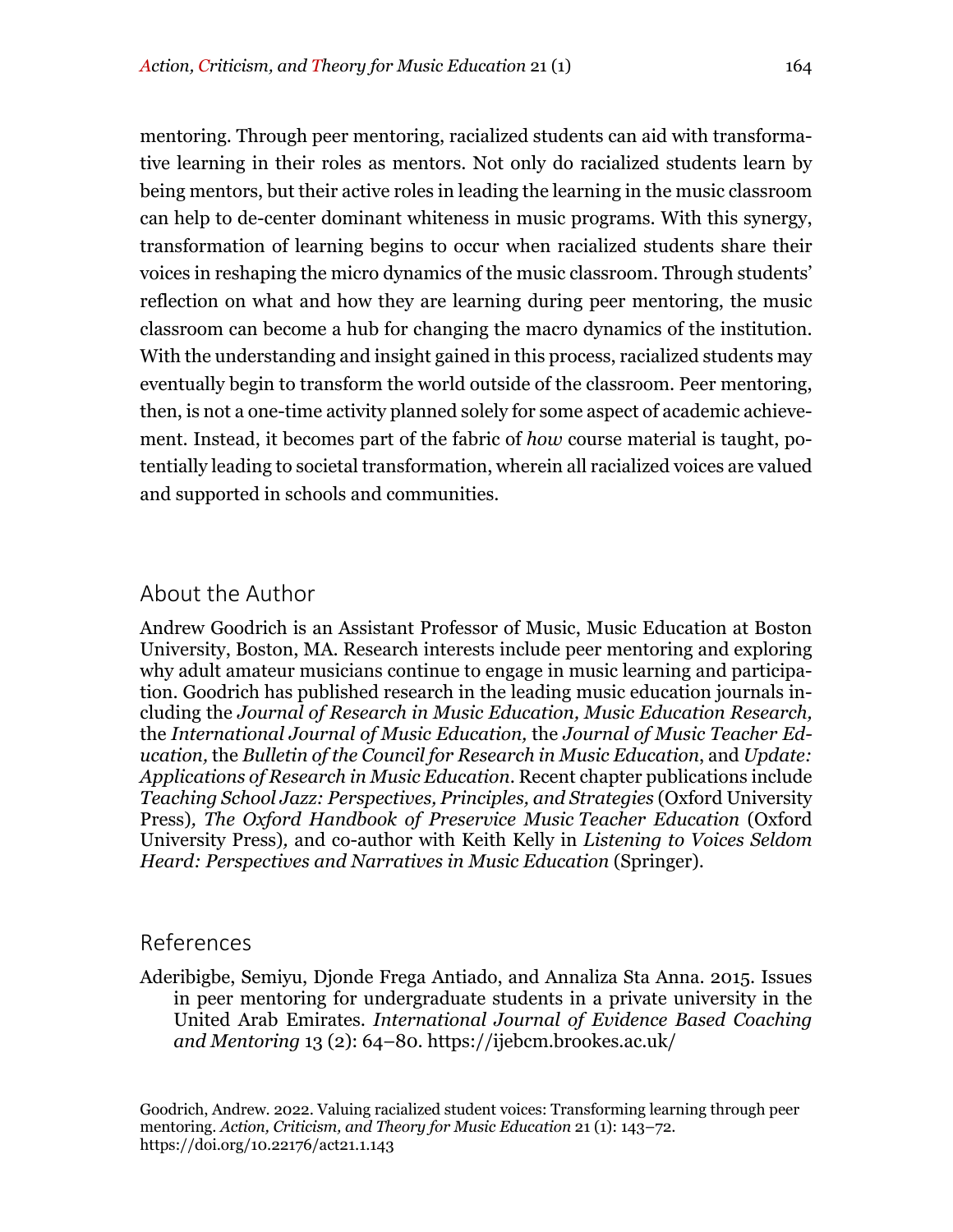mentoring. Through peer mentoring, racialized students can aid with transformative learning in their roles as mentors. Not only do racialized students learn by being mentors, but their active roles in leading the learning in the music classroom can help to de-center dominant whiteness in music programs. With this synergy, transformation of learning begins to occur when racialized students share their voices in reshaping the micro dynamics of the music classroom. Through students' reflection on what and how they are learning during peer mentoring, the music classroom can become a hub for changing the macro dynamics of the institution. With the understanding and insight gained in this process, racialized students may eventually begin to transform the world outside of the classroom. Peer mentoring, then, is not a one-time activity planned solely for some aspect of academic achievement. Instead, it becomes part of the fabric of *how* course material is taught, potentially leading to societal transformation, wherein all racialized voices are valued and supported in schools and communities.

## About the Author

Andrew Goodrich is an Assistant Professor of Music, Music Education at Boston University, Boston, MA. Research interests include peer mentoring and exploring why adult amateur musicians continue to engage in music learning and participation. Goodrich has published research in the leading music education journals including the *Journal of Research in Music Education, Music Education Research,* the *International Journal of Music Education,* the *Journal of Music Teacher Education,* the *Bulletin of the Council for Research in Music Education*, and *Update: Applications of Research in Music Education*. Recent chapter publications include *Teaching School Jazz: Perspectives, Principles, and Strategies* (Oxford University Press)*, The Oxford Handbook of Preservice Music Teacher Education* (Oxford University Press), and co-author with Keith Kelly in *Listening to Voices Seldom Heard: Perspectives and Narratives in Music Education* (Springer).

## References

Aderibigbe, Semiyu, Djonde Frega Antiado, and Annaliza Sta Anna. 2015. Issues in peer mentoring for undergraduate students in a private university in the United Arab Emirates. *International Journal of Evidence Based Coaching and Mentoring* 13 (2): 64–80. https://ijebcm.brookes.ac.uk/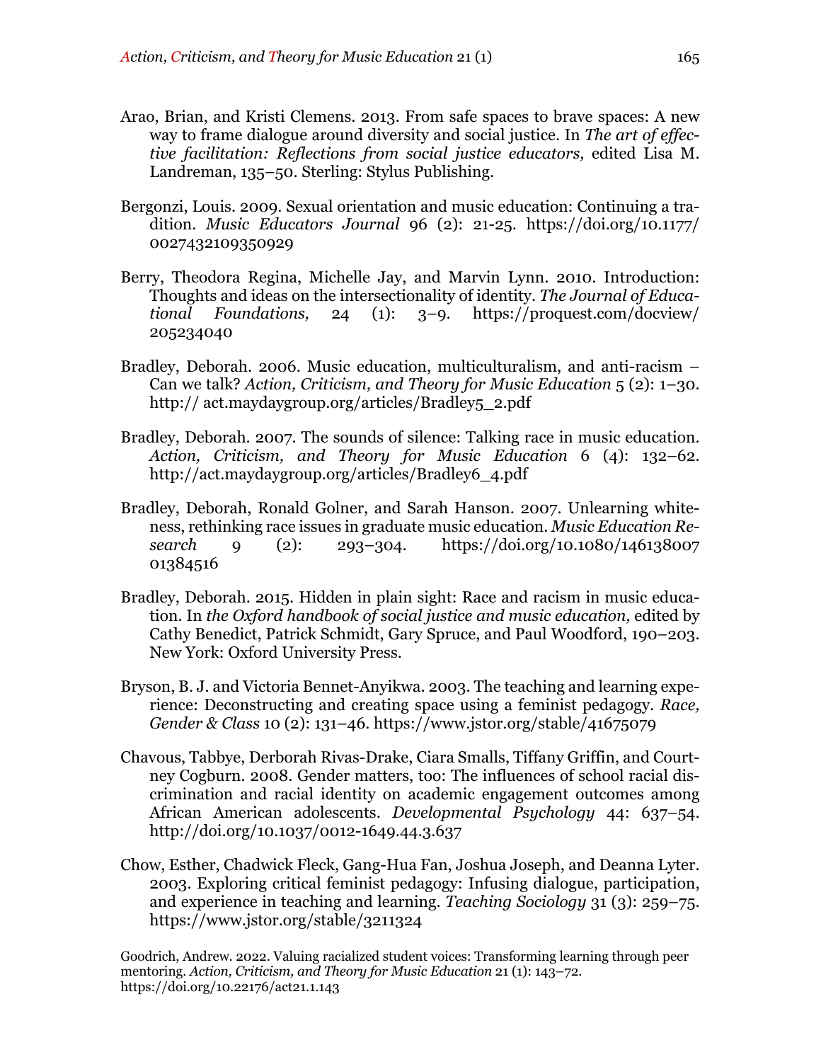Arao, Brian, and Kristi Clemens. 2013. From safe spaces to brave spaces: A new way to frame dialogue around diversity and social justice. In *The art of effective facilitation: Reflections from social justice educators,* edited Lisa M. Landreman, 135–50. Sterling: Stylus Publishing.

Bergonzi, Louis. 2009. Sexual orientation and music education: Continuing a tradition. *Music Educators Journal* 96 (2): 21-25. https://doi.org/10.1177/0027432109350929

Berry, Theodora Regina, Michelle Jay, and Marvin Lynn. 2010. Introduction: Thoughts and ideas on the intersectionality of identity. *The Journal of Educational Foundations,* 24 (1): 3–9. https://proquest.com/docview/205234040

Bradley, Deborah. 2006. Music education, multiculturalism, and anti-racism – Can we talk? *Action, Criticism, and Theory for Music Education* 5 (2): 1–30. http:// act.maydaygroup.org/articles/Bradley5_2.pdf

Bradley, Deborah. 2007. The sounds of silence: Talking race in music education. *Action, Criticism, and Theory for Music Education* 6 (4): 132–62. http://act.maydaygroup.org/articles/Bradley6_4.pdf

Bradley, Deborah, Ronald Golner, and Sarah Hanson. 2007. Unlearning whiteness, rethinking race issues in graduate music education. *Music Education Research* 9 (2): 293–304. https://doi.org/10.1080/14613800701384516

Bradley, Deborah. 2015. Hidden in plain sight: Race and racism in music education. In *the Oxford handbook of social justice and music education,* edited by Cathy Benedict, Patrick Schmidt, Gary Spruce, and Paul Woodford, 190–203. New York: Oxford University Press.

Bryson, B. J. and Victoria Bennet-Anyikwa. 2003. The teaching and learning experience: Deconstructing and creating space using a feminist pedagogy. *Race, Gender & Class* 10 (2): 131–46. https://www.jstor.org/stable/41675079

Chavous, Tabbye, Derborah Rivas-Drake, Ciara Smalls, Tiffany Griffin, and Courtney Cogburn. 2008. Gender matters, too: The influences of school racial discrimination and racial identity on academic engagement outcomes among African American adolescents. *Developmental Psychology* 44: 637–54. http://doi.org/10.1037/0012-1649.44.3.637

Chow, Esther, Chadwick Fleck, Gang-Hua Fan, Joshua Joseph, and Deanna Lyter. 2003. Exploring critical feminist pedagogy: Infusing dialogue, participation, and experience in teaching and learning. *Teaching Sociology* 31 (3): 259–75. https://www.jstor.org/stable/3211324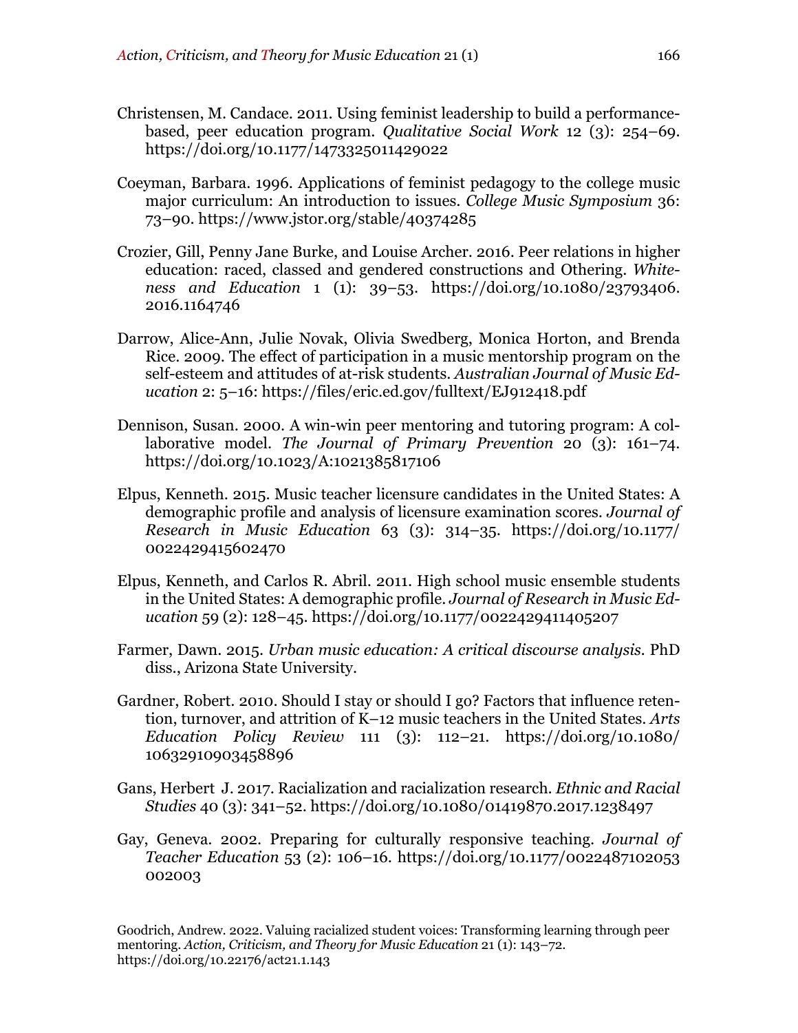Christensen, M. Candace. 2011. Using feminist leadership to build a performance-based, peer education program. *Qualitative Social Work* 12 (3): 254–69. https://doi.org/10.1177/1473325011429022

Coeyman, Barbara. 1996. Applications of feminist pedagogy to the college music major curriculum: An introduction to issues. *College Music Symposium* 36: 73–90. https://www.jstor.org/stable/40374285

Crozier, Gill, Penny Jane Burke, and Louise Archer. 2016. Peer relations in higher education: raced, classed and gendered constructions and Othering. *Whiteness and Education* 1 (1): 39–53. https://doi.org/10.1080/23793406.2016.1164746

Darrow, Alice-Ann, Julie Novak, Olivia Swedberg, Monica Horton, and Brenda Rice. 2009. The effect of participation in a music mentorship program on the self-esteem and attitudes of at-risk students. *Australian Journal of Music Education* 2: 5–16: https://files/eric.ed.gov/fulltext/EJ912418.pdf

Dennison, Susan. 2000. A win-win peer mentoring and tutoring program: A collaborative model. *The Journal of Primary Prevention* 20 (3): 161–74. https://doi.org/10.1023/A:1021385817106

Elpus, Kenneth. 2015. Music teacher licensure candidates in the United States: A demographic profile and analysis of licensure examination scores. *Journal of Research in Music Education* 63 (3): 314–35. https://doi.org/10.1177/0022429415602470

Elpus, Kenneth, and Carlos R. Abril. 2011. High school music ensemble students in the United States: A demographic profile. *Journal of Research in Music Education* 59 (2): 128–45. https://doi.org/10.1177/0022429411405207

Farmer, Dawn. 2015. *Urban music education: A critical discourse analysis*. PhD diss., Arizona State University.

Gardner, Robert. 2010. Should I stay or should I go? Factors that influence retention, turnover, and attrition of K–12 music teachers in the United States. *Arts Education Policy Review* 111 (3): 112–21. https://doi.org/10.1080/10632910903458896

Gans, Herbert J. 2017. Racialization and racialization research. *Ethnic and Racial Studies* 40 (3): 341–52. https://doi.org/10.1080/01419870.2017.1238497

Gay, Geneva. 2002. Preparing for culturally responsive teaching. *Journal of Teacher Education* 53 (2): 106–16. https://doi.org/10.1177/0022487102053002003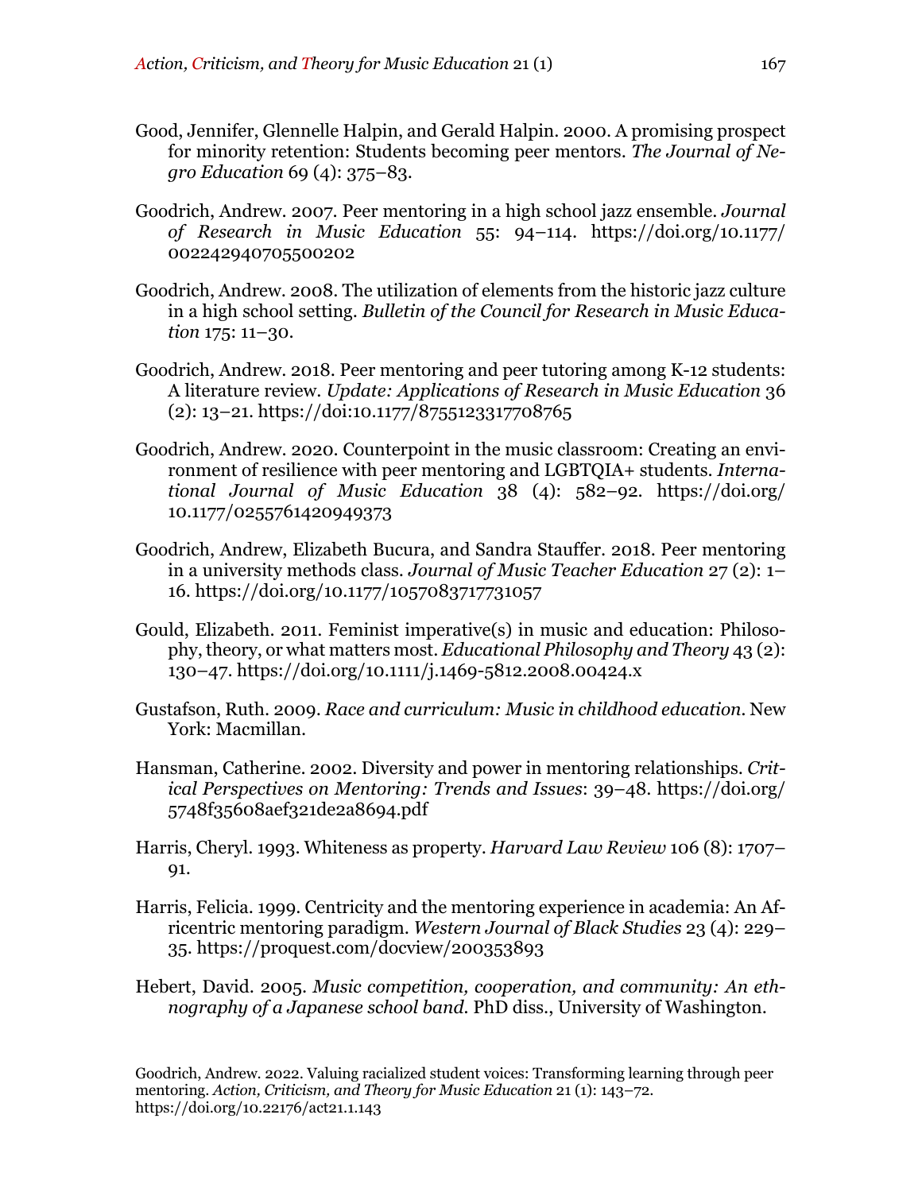Good, Jennifer, Glennelle Halpin, and Gerald Halpin. 2000. A promising prospect for minority retention: Students becoming peer mentors. *The Journal of Negro Education* 69 (4): 375–83.

Goodrich, Andrew. 2007. Peer mentoring in a high school jazz ensemble. *Journal of Research in Music Education* 55: 94–114. https://doi.org/10.1177/002242940705500202

Goodrich, Andrew. 2008. The utilization of elements from the historic jazz culture in a high school setting. *Bulletin of the Council for Research in Music Education* 175: 11–30.

Goodrich, Andrew. 2018. Peer mentoring and peer tutoring among K-12 students: A literature review. *Update: Applications of Research in Music Education* 36 (2): 13–21. https://doi:10.1177/8755123317708765

Goodrich, Andrew. 2020. Counterpoint in the music classroom: Creating an environment of resilience with peer mentoring and LGBTQIA+ students. *International Journal of Music Education* 38 (4): 582–92. https://doi.org/10.1177/0255761420949373

Goodrich, Andrew, Elizabeth Bucura, and Sandra Stauffer. 2018. Peer mentoring in a university methods class. *Journal of Music Teacher Education* 27 (2): 1–16. https://doi.org/10.1177/1057083717731057

Gould, Elizabeth. 2011. Feminist imperative(s) in music and education: Philosophy, theory, or what matters most. *Educational Philosophy and Theory* 43 (2): 130–47. https://doi.org/10.1111/j.1469-5812.2008.00424.x

Gustafson, Ruth. 2009. *Race and curriculum: Music in childhood education*. New York: Macmillan.

Hansman, Catherine. 2002. Diversity and power in mentoring relationships. *Critical Perspectives on Mentoring: Trends and Issues*: 39–48. https://doi.org/5748f35608aef321de2a8694.pdf

Harris, Cheryl. 1993. Whiteness as property. *Harvard Law Review* 106 (8): 1707–91.

Harris, Felicia. 1999. Centricity and the mentoring experience in academia: An Africentric mentoring paradigm. *Western Journal of Black Studies* 23 (4): 229–35. https://proquest.com/docview/200353893

Hebert, David. 2005. *Music competition, cooperation, and community: An ethnography of a Japanese school band*. PhD diss., University of Washington.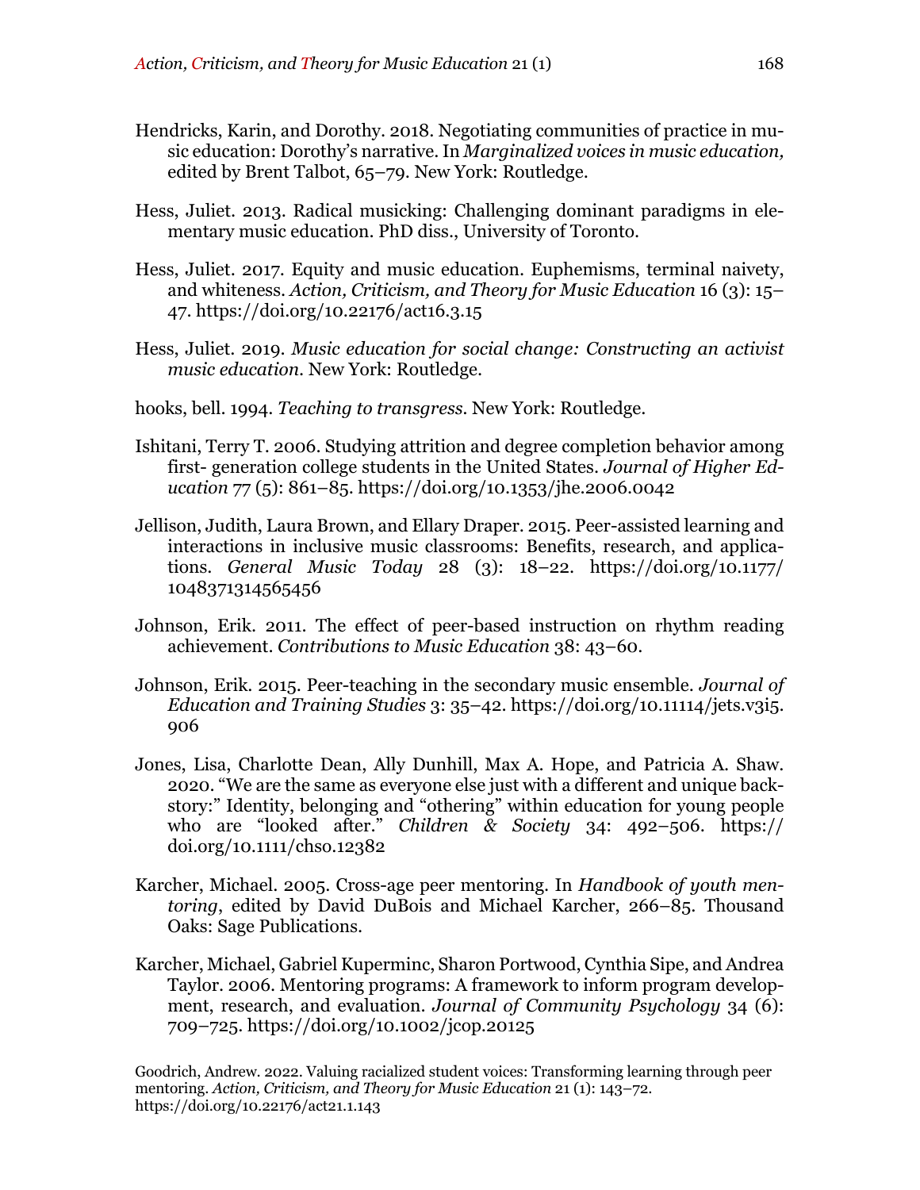Hendricks, Karin, and Dorothy. 2018. Negotiating communities of practice in music education: Dorothy's narrative. In *Marginalized voices in music education,* edited by Brent Talbot, 65–79. New York: Routledge.

Hess, Juliet. 2013. Radical musicking: Challenging dominant paradigms in elementary music education. PhD diss., University of Toronto.

Hess, Juliet. 2017. Equity and music education. Euphemisms, terminal naivety, and whiteness. *Action, Criticism, and Theory for Music Education* 16 (3): 15–47. https://doi.org/10.22176/act16.3.15

Hess, Juliet. 2019. *Music education for social change: Constructing an activist music education*. New York: Routledge.

hooks, bell. 1994. *Teaching to transgress*. New York: Routledge.

Ishitani, Terry T. 2006. Studying attrition and degree completion behavior among first- generation college students in the United States. *Journal of Higher Education* 77 (5): 861–85. https://doi.org/10.1353/jhe.2006.0042

Jellison, Judith, Laura Brown, and Ellary Draper. 2015. Peer-assisted learning and interactions in inclusive music classrooms: Benefits, research, and applications. *General Music Today* 28 (3): 18–22. https://doi.org/10.1177/1048371314565456

Johnson, Erik. 2011. The effect of peer-based instruction on rhythm reading achievement. *Contributions to Music Education* 38: 43–60.

Johnson, Erik. 2015. Peer-teaching in the secondary music ensemble. *Journal of Education and Training Studies* 3: 35–42. https://doi.org/10.11114/jets.v3i5.906

Jones, Lisa, Charlotte Dean, Ally Dunhill, Max A. Hope, and Patricia A. Shaw. 2020. "We are the same as everyone else just with a different and unique backstory:" Identity, belonging and "othering" within education for young people who are "looked after." *Children & Society* 34: 492–506. https://doi.org/10.1111/chso.12382

Karcher, Michael. 2005. Cross-age peer mentoring. In *Handbook of youth mentoring*, edited by David DuBois and Michael Karcher, 266–85. Thousand Oaks: Sage Publications.

Karcher, Michael, Gabriel Kuperminc, Sharon Portwood, Cynthia Sipe, and Andrea Taylor. 2006. Mentoring programs: A framework to inform program development, research, and evaluation. *Journal of Community Psychology* 34 (6): 709–725. https://doi.org/10.1002/jcop.20125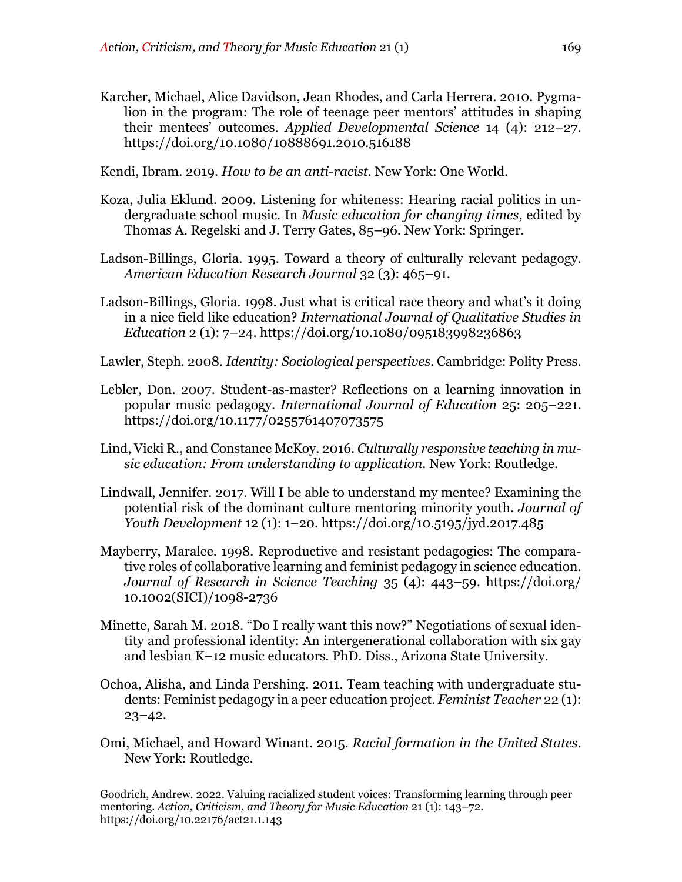Karcher, Michael, Alice Davidson, Jean Rhodes, and Carla Herrera. 2010. Pygmalion in the program: The role of teenage peer mentors' attitudes in shaping their mentees' outcomes. *Applied Developmental Science* 14 (4): 212–27. https://doi.org/10.1080/10888691.2010.516188

Kendi, Ibram. 2019. *How to be an anti-racist*. New York: One World.

Koza, Julia Eklund. 2009. Listening for whiteness: Hearing racial politics in undergraduate school music. In *Music education for changing times*, edited by Thomas A. Regelski and J. Terry Gates, 85–96. New York: Springer.

Ladson-Billings, Gloria. 1995. Toward a theory of culturally relevant pedagogy. *American Education Research Journal* 32 (3): 465–91.

Ladson-Billings, Gloria. 1998. Just what is critical race theory and what's it doing in a nice field like education? *International Journal of Qualitative Studies in Education* 2 (1): 7–24. https://doi.org/10.1080/095183998236863

Lawler, Steph. 2008. *Identity: Sociological perspectives*. Cambridge: Polity Press.

Lebler, Don. 2007. Student-as-master? Reflections on a learning innovation in popular music pedagogy. *International Journal of Education* 25: 205–221. https://doi.org/10.1177/0255761407073575

Lind, Vicki R., and Constance McKoy. 2016. *Culturally responsive teaching in music education: From understanding to application*. New York: Routledge.

Lindwall, Jennifer. 2017. Will I be able to understand my mentee? Examining the potential risk of the dominant culture mentoring minority youth. *Journal of Youth Development* 12 (1): 1–20. https://doi.org/10.5195/jyd.2017.485

Mayberry, Maralee. 1998. Reproductive and resistant pedagogies: The comparative roles of collaborative learning and feminist pedagogy in science education. *Journal of Research in Science Teaching* 35 (4): 443–59. https://doi.org/10.1002(SICI)/1098-2736

Minette, Sarah M. 2018. "Do I really want this now?" Negotiations of sexual identity and professional identity: An intergenerational collaboration with six gay and lesbian K–12 music educators. PhD. Diss., Arizona State University.

Ochoa, Alisha, and Linda Pershing. 2011. Team teaching with undergraduate students: Feminist pedagogy in a peer education project. *Feminist Teacher* 22 (1): 23–42.

Omi, Michael, and Howard Winant. 2015. *Racial formation in the United States*. New York: Routledge.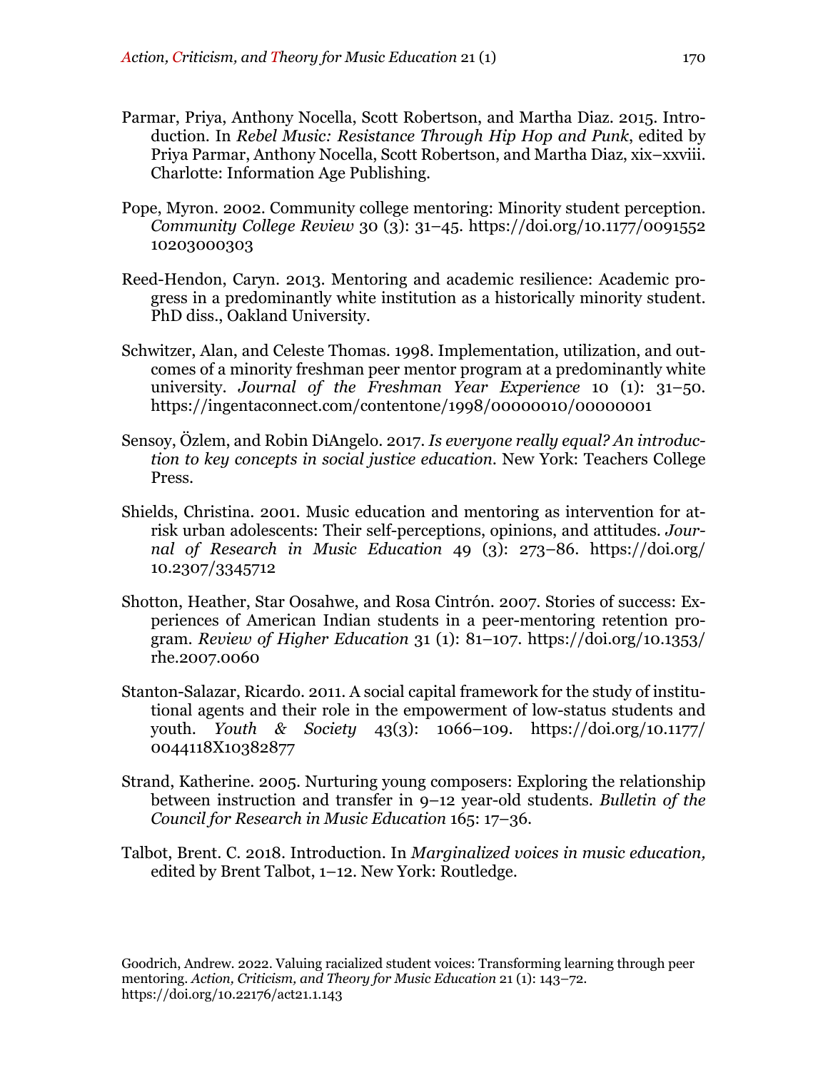Parmar, Priya, Anthony Nocella, Scott Robertson, and Martha Diaz. 2015. Introduction. In *Rebel Music: Resistance Through Hip Hop and Punk*, edited by Priya Parmar, Anthony Nocella, Scott Robertson, and Martha Diaz, xix–xxviii. Charlotte: Information Age Publishing.

Pope, Myron. 2002. Community college mentoring: Minority student perception. *Community College Review* 30 (3): 31–45. https://doi.org/10.1177/009155210203000303

Reed-Hendon, Caryn. 2013. Mentoring and academic resilience: Academic progress in a predominantly white institution as a historically minority student. PhD diss., Oakland University.

Schwitzer, Alan, and Celeste Thomas. 1998. Implementation, utilization, and outcomes of a minority freshman peer mentor program at a predominantly white university. *Journal of the Freshman Year Experience* 10 (1): 31–50. https://ingentaconnect.com/contentone/1998/00000010/00000001

Sensoy, Özlem, and Robin DiAngelo. 2017. *Is everyone really equal? An introduction to key concepts in social justice education.* New York: Teachers College Press.

Shields, Christina. 2001. Music education and mentoring as intervention for at-risk urban adolescents: Their self-perceptions, opinions, and attitudes. *Journal of Research in Music Education* 49 (3): 273–86. https://doi.org/10.2307/3345712

Shotton, Heather, Star Oosahwe, and Rosa Cintrón. 2007. Stories of success: Experiences of American Indian students in a peer-mentoring retention program. *Review of Higher Education* 31 (1): 81–107. https://doi.org/10.1353/rhe.2007.0060

Stanton-Salazar, Ricardo. 2011. A social capital framework for the study of institutional agents and their role in the empowerment of low-status students and youth. *Youth & Society* 43(3): 1066–109. https://doi.org/10.1177/0044118X10382877

Strand, Katherine. 2005. Nurturing young composers: Exploring the relationship between instruction and transfer in 9–12 year-old students. *Bulletin of the Council for Research in Music Education* 165: 17–36.

Talbot, Brent. C. 2018. Introduction. In *Marginalized voices in music education,* edited by Brent Talbot, 1–12. New York: Routledge.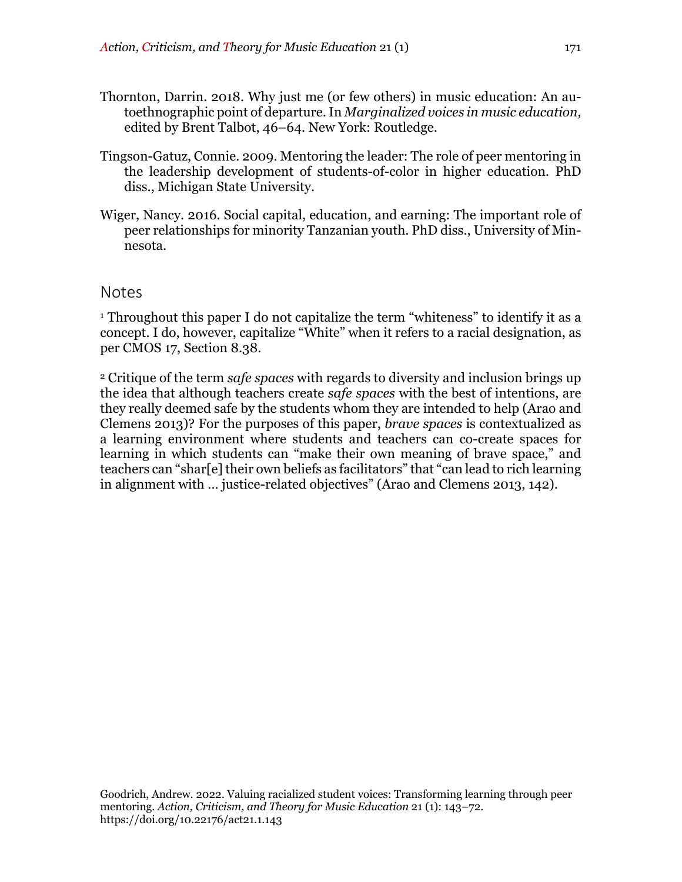Thornton, Darrin. 2018. Why just me (or few others) in music education: An autoethnographic point of departure. In *Marginalized voices in music education,* edited by Brent Talbot, 46–64. New York: Routledge.

Tingson-Gatuz, Connie. 2009. Mentoring the leader: The role of peer mentoring in the leadership development of students-of-color in higher education. PhD diss., Michigan State University.

Wiger, Nancy. 2016. Social capital, education, and earning: The important role of peer relationships for minority Tanzanian youth. PhD diss., University of Minnesota.

## Notes

[1] Throughout this paper I do not capitalize the term "whiteness" to identify it as a concept. I do, however, capitalize "White" when it refers to a racial designation, as per CMOS 17, Section 8.38.

[2] Critique of the term *safe spaces* with regards to diversity and inclusion brings up the idea that although teachers create *safe spaces* with the best of intentions, are they really deemed safe by the students whom they are intended to help (Arao and Clemens 2013)? For the purposes of this paper, *brave spaces* is contextualized as a learning environment where students and teachers can co-create spaces for learning in which students can "make their own meaning of brave space," and teachers can "shar[e] their own beliefs as facilitators" that "can lead to rich learning in alignment with … justice-related objectives" (Arao and Clemens 2013, 142).